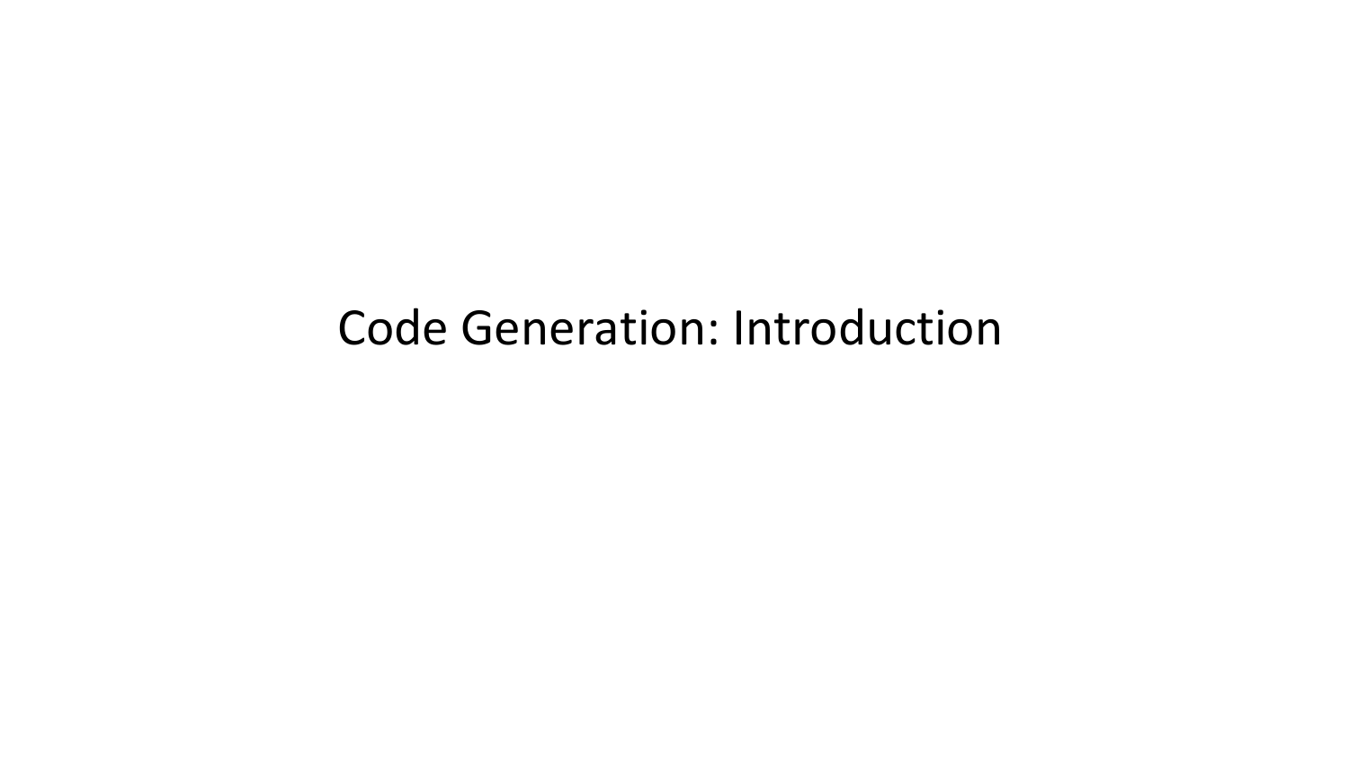# Code Generation: Introduction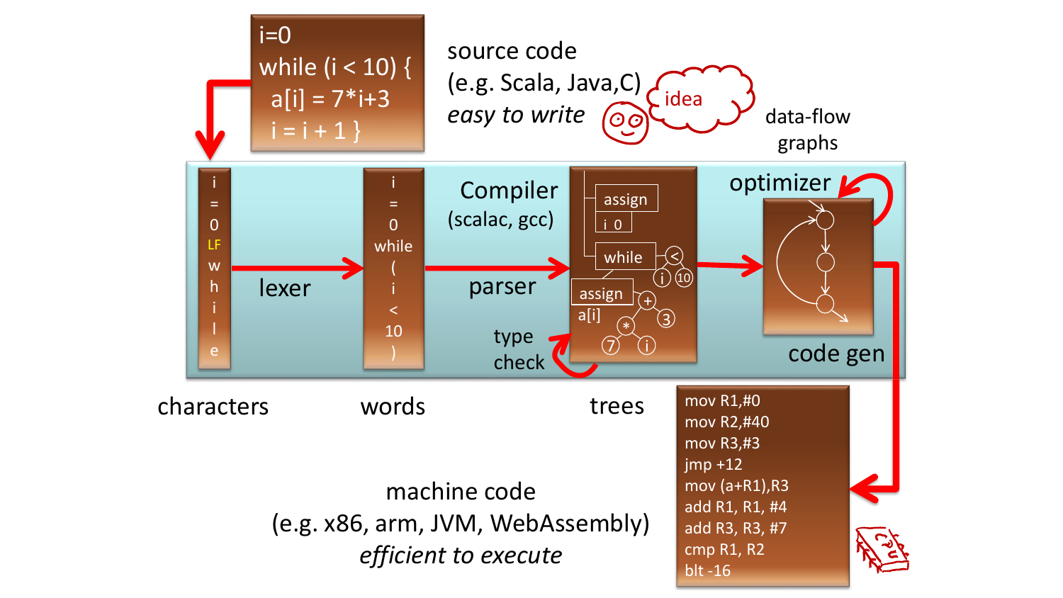```
i=0
while (i < 10) {
  a[i] = 7*i+3
  i = i + 1 }
```

source code
(e.g. Scala, Java,C)
*easy to write*

idea

data-flow graphs

Compiler
(scalac, gcc)

i = 0 LF w h i l e

lexer

i = 0 while ( i < 10 )

parser

assign i 0 while < i 10 assign a[i] + 3 * 7 i

type check

optimizer

code gen

characters

words

trees

```
mov R1,#0
mov R2,#40
mov R3,#3
jmp +12
mov (a+R1),R3
add R1, R1, #4
add R3, R3, #7
cmp R1, R2
blt -16
```

machine code
(e.g. x86, arm, JVM, WebAssembly)
*efficient to execute*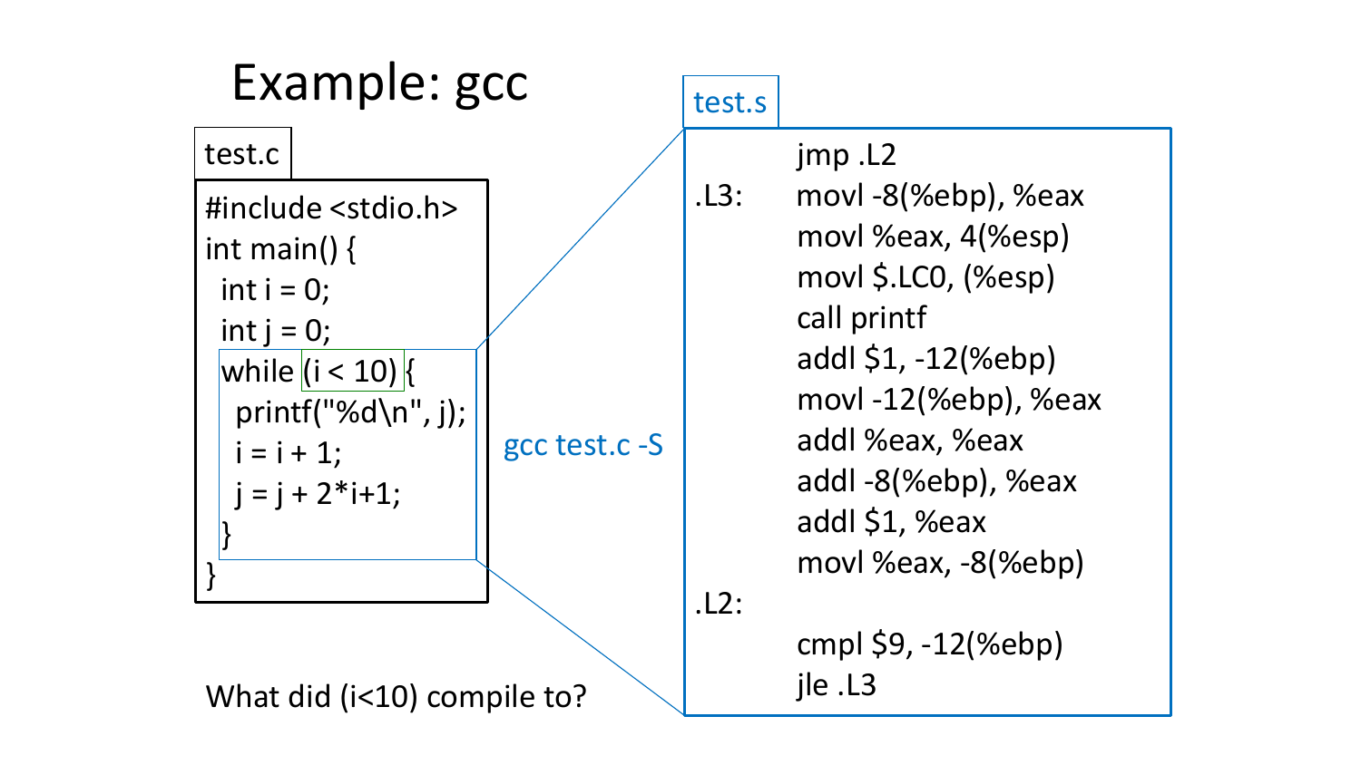# Example: gcc

**test.c**

```c
#include <stdio.h>
int main() {
  int i = 0;
  int j = 0;
  while (i < 10) {
   printf("%d\n", j);
   i = i + 1;
   j = j + 2*i+1;
  }
}
```

gcc test.c -S

**test.s**

```
        jmp .L2
.L3:    movl -8(%ebp), %eax
        movl %eax, 4(%esp)
        movl $.LC0, (%esp)
        call printf
        addl $1, -12(%ebp)
        movl -12(%ebp), %eax
        addl %eax, %eax
        addl -8(%ebp), %eax
        addl $1, %eax
        movl %eax, -8(%ebp)
.L2:
        cmpl $9, -12(%ebp)
        jle .L3
```

What did (i<10) compile to?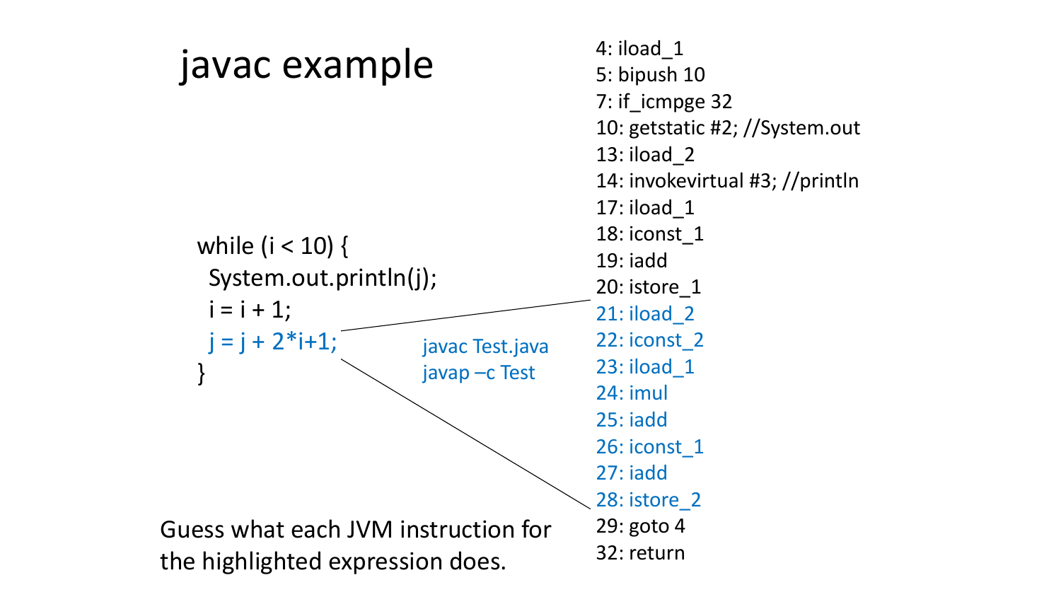# javac example

```
while (i < 10) {
  System.out.println(j);
  i = i + 1;
  j = j + 2*i+1;
}
```

javac Test.java
javap –c Test

```
4: iload_1
5: bipush 10
7: if_icmpge 32
10: getstatic #2; //System.out
13: iload_2
14: invokevirtual #3; //println
17: iload_1
18: iconst_1
19: iadd
20: istore_1
21: iload_2
22: iconst_2
23: iload_1
24: imul
25: iadd
26: iconst_1
27: iadd
28: istore_2
29: goto 4
32: return
```

Guess what each JVM instruction for the highlighted expression does.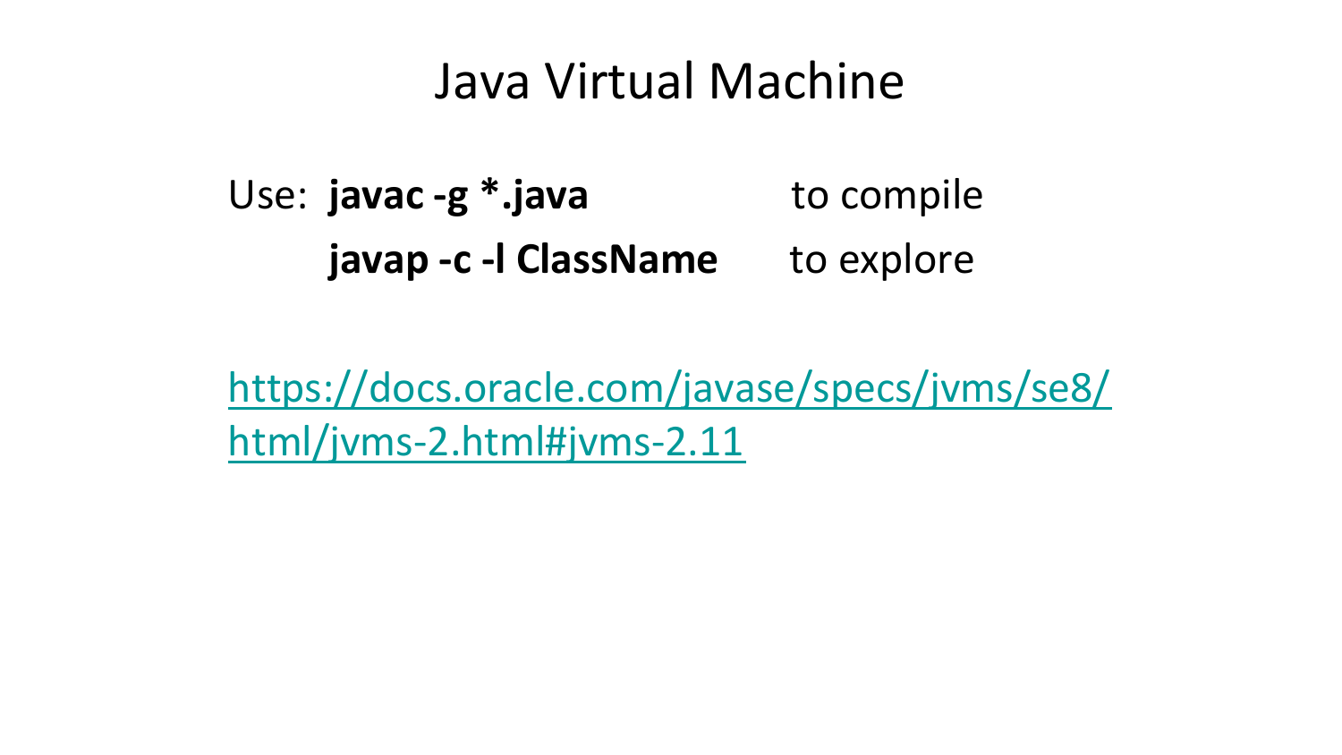# Java Virtual Machine

Use: **javac -g *.java** to compile

**javap -c -l ClassName** to explore

[https://docs.oracle.com/javase/specs/jvms/se8/html/jvms-2.html#jvms-2.11](https://docs.oracle.com/javase/specs/jvms/se8/html/jvms-2.html#jvms-2.11)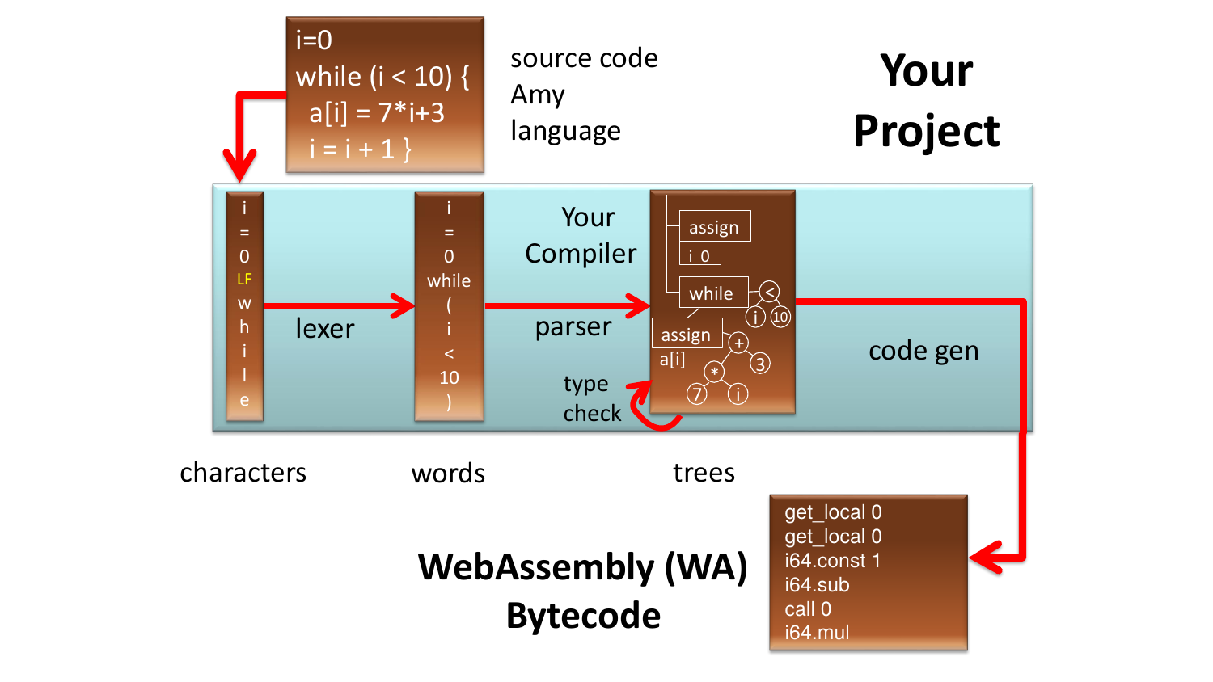# Your Project

```
i=0
while (i < 10) {
  a[i] = 7*i+3
  i = i + 1 }
```

source code
Amy
language

Your Compiler

characters → lexer → words → parser → trees (type check) → code gen

i = 0 LF w h i l e

i = 0 while ( i < 10 )

assign i 0; while < i 10; assign a[i] + * 7 i 3

## WebAssembly (WA) Bytecode

```
get_local 0
get_local 0
i64.const 1
i64.sub
call 0
i64.mul
```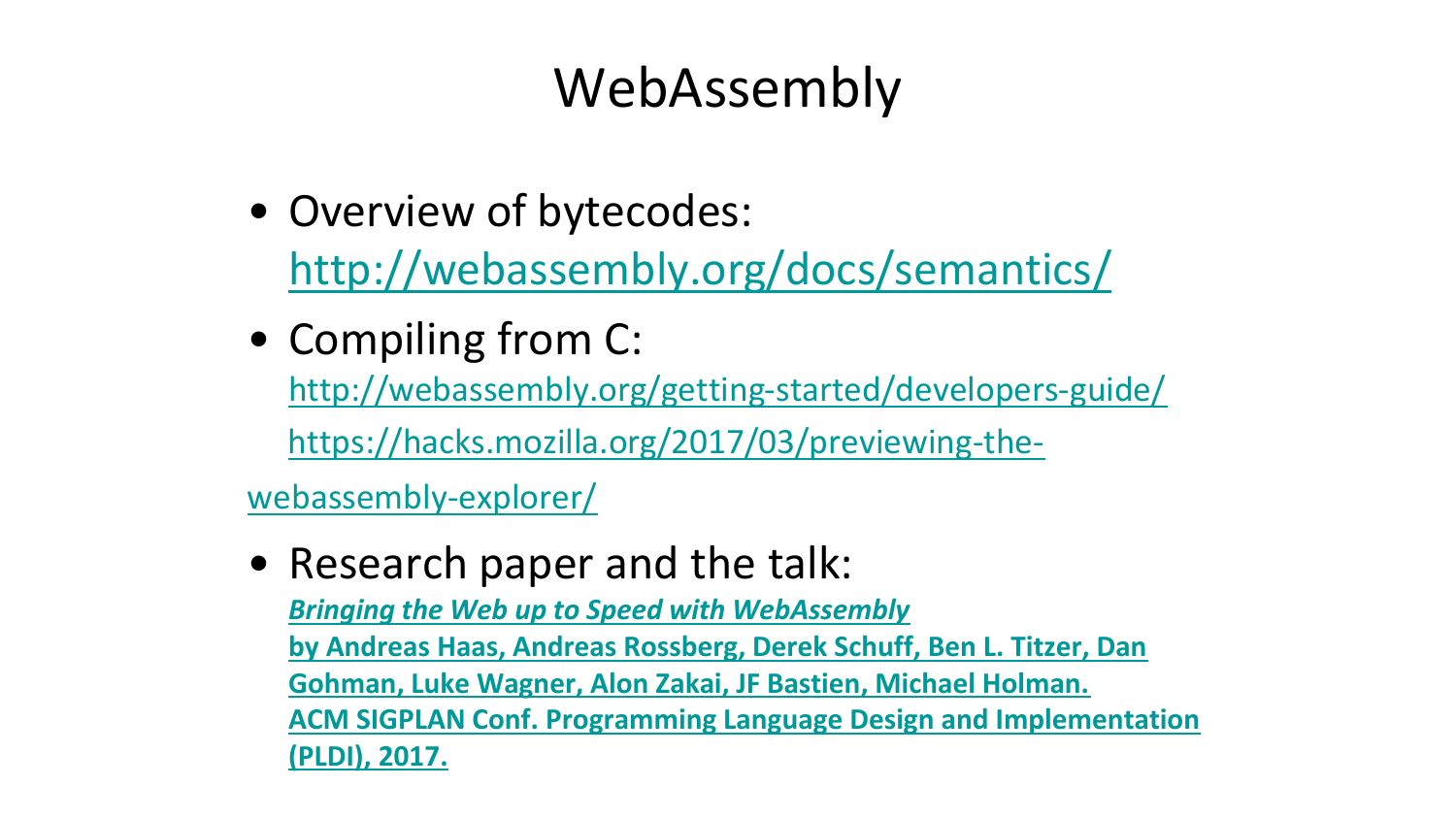# WebAssembly

- Overview of bytecodes:
  http://webassembly.org/docs/semantics/
- Compiling from C:
  http://webassembly.org/getting-started/developers-guide/
  https://hacks.mozilla.org/2017/03/previewing-the-webassembly-explorer/
- Research paper and the talk:
  ***Bringing the Web up to Speed with WebAssembly***
  **by Andreas Haas, Andreas Rossberg, Derek Schuff, Ben L. Titzer, Dan Gohman, Luke Wagner, Alon Zakai, JF Bastien, Michael Holman.**
  **ACM SIGPLAN Conf. Programming Language Design and Implementation (PLDI), 2017.**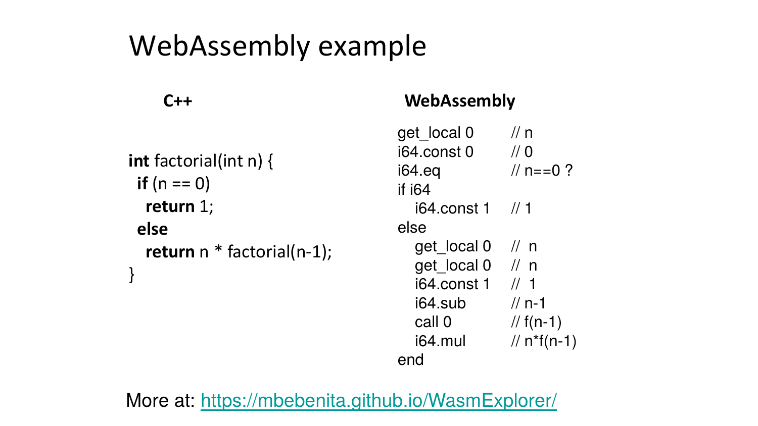# WebAssembly example

**C++**

```
int factorial(int n) {
  if (n == 0)
    return 1;
  else
    return n * factorial(n-1);
}
```

**WebAssembly**

```
get_local 0       // n
i64.const 0       // 0
i64.eq            // n==0 ?
if i64
   i64.const 1    // 1
else
   get_local 0    //  n
   get_local 0    //  n
   i64.const 1    //  1
   i64.sub        // n-1
   call 0         // f(n-1)
   i64.mul        // n*f(n-1)
end
```

More at: https://mbebenita.github.io/WasmExplorer/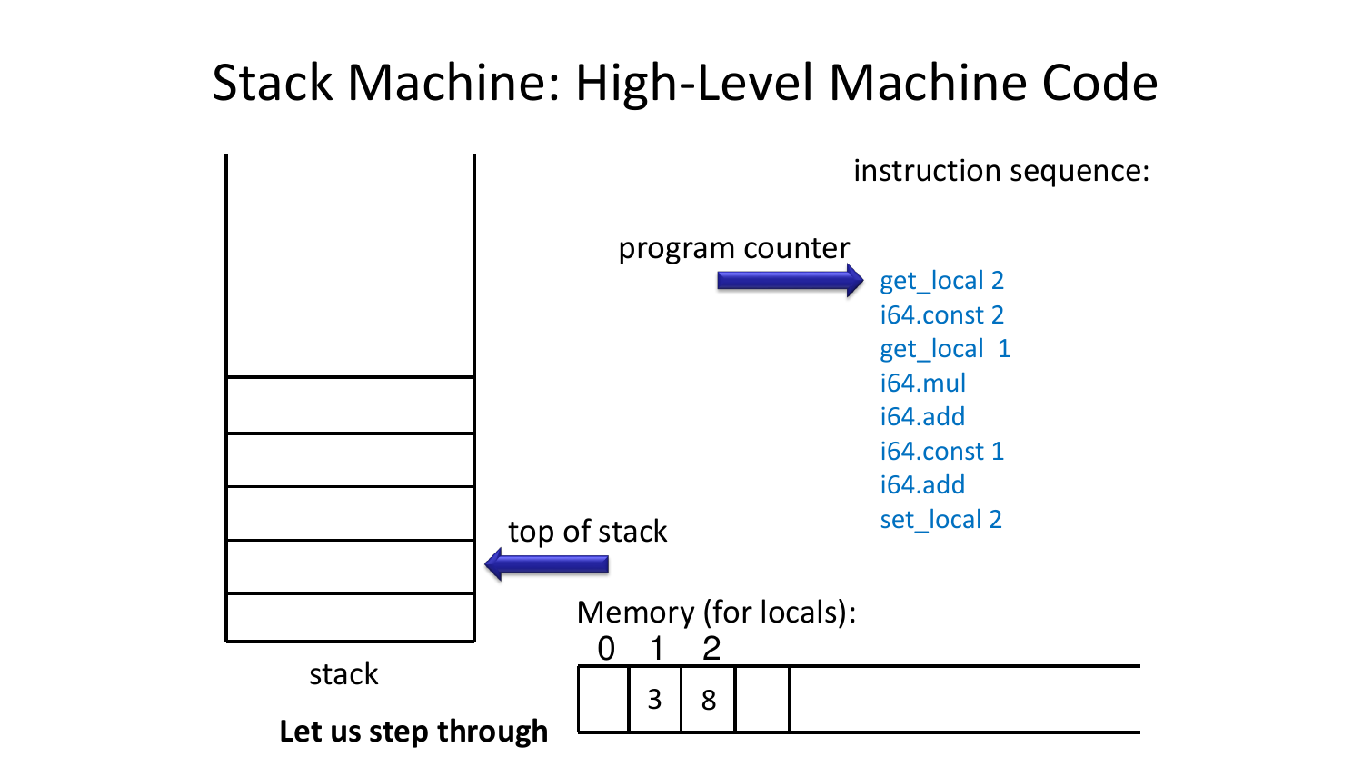# Stack Machine: High-Level Machine Code

instruction sequence:

program counter →

```
get_local 2
i64.const 2
get_local  1
i64.mul
i64.add
i64.const 1
i64.add
set_local 2
```

top of stack

stack

Memory (for locals):

| 0 | 1 | 2 | | |
|---|---|---|---|---|
| | 3 | 8 | | |

**Let us step through**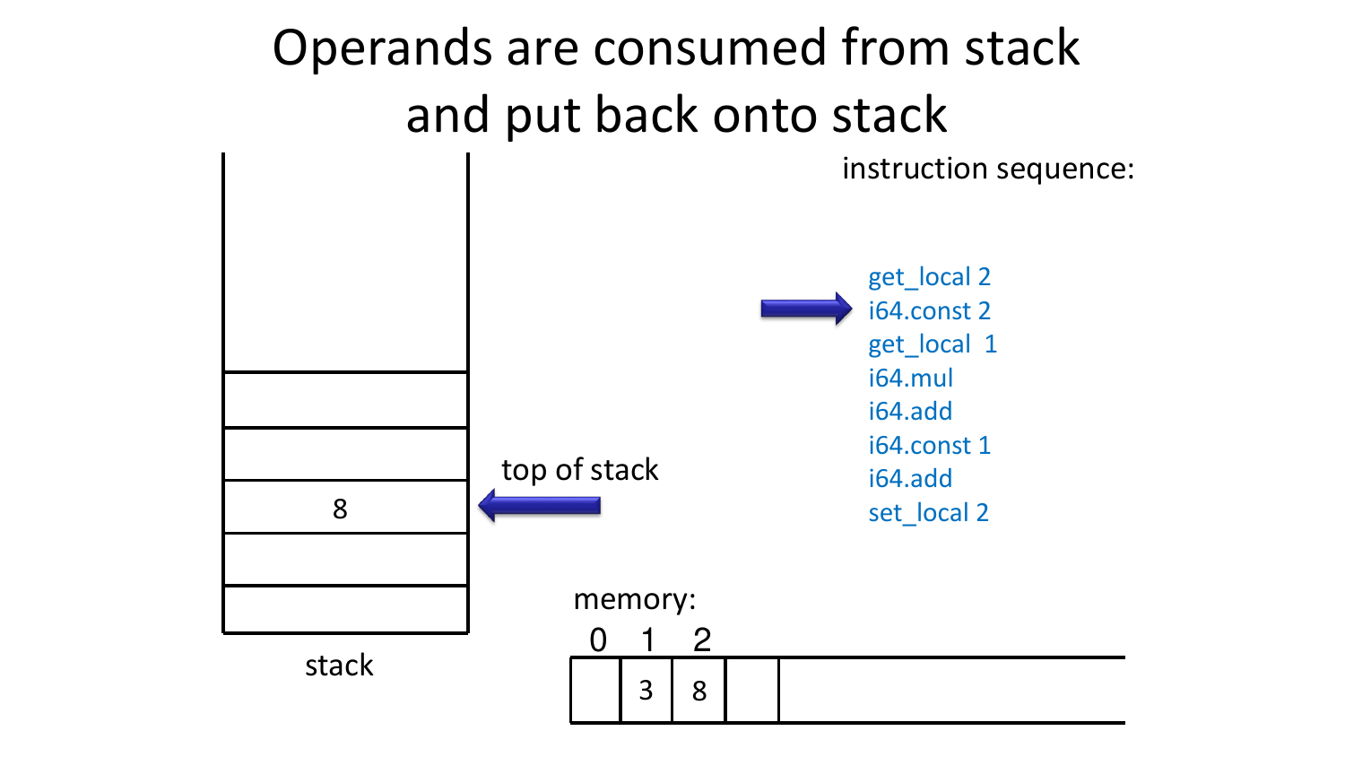# Operands are consumed from stack and put back onto stack

instruction sequence:

```
get_local 2
i64.const 2
get_local  1
i64.mul
i64.add
i64.const 1
i64.add
set_local 2
```

top of stack

stack

| |
|---|
| |
| |
| 8 |
| |
| |

memory:

| 0 | 1 | 2 | |
|---|---|---|---|
| | 3 | 8 | |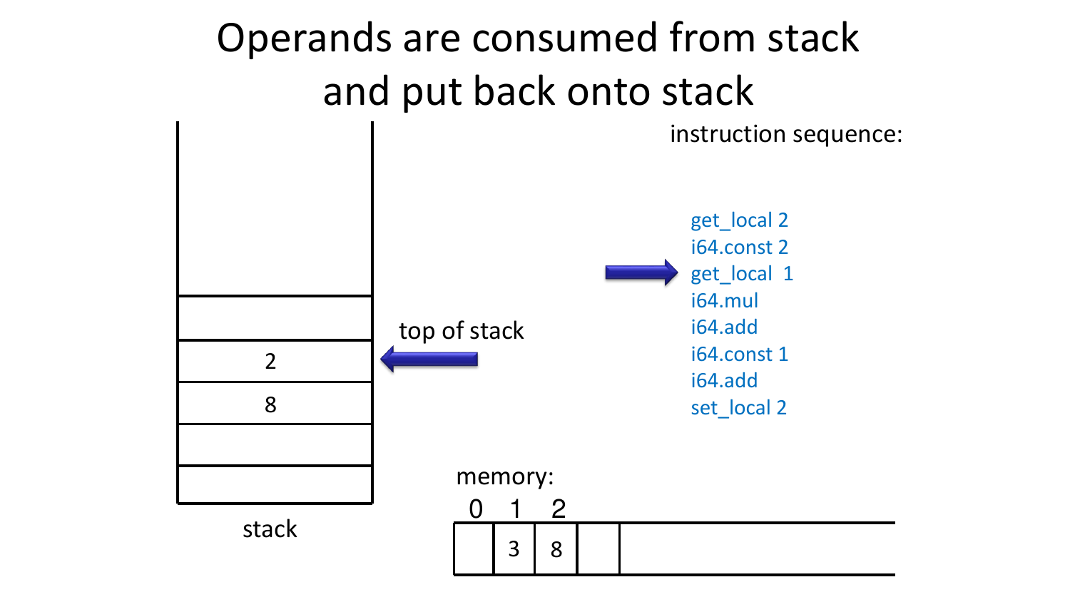# Operands are consumed from stack and put back onto stack

instruction sequence:

```
get_local 2
i64.const 2
get_local  1
i64.mul
i64.add
i64.const 1
i64.add
set_local 2
```

top of stack

| stack |
| --- |
| |
| 2 |
| 8 |
| |
| |

memory:

| 0 | 1 | 2 | |
| --- | --- | --- | --- |
| | 3 | 8 | |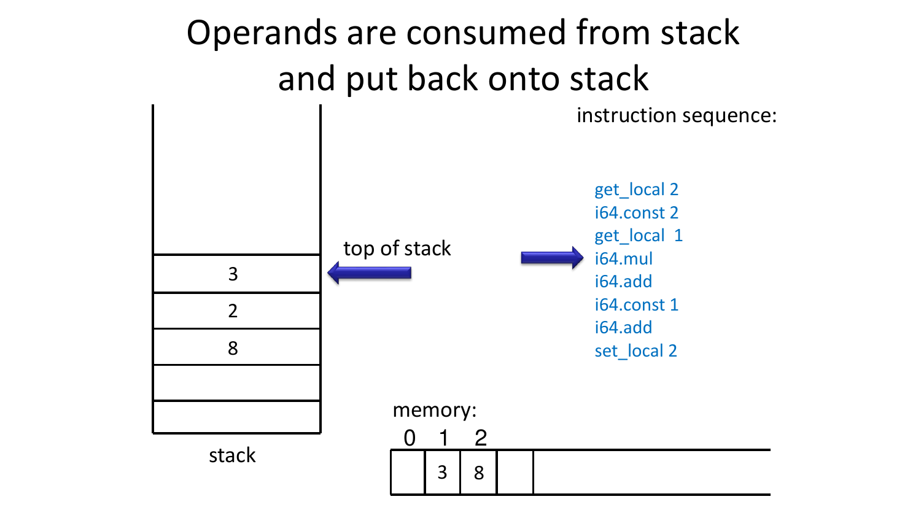# Operands are consumed from stack and put back onto stack

instruction sequence:

```
get_local 2
i64.const 2
get_local  1
i64.mul
i64.add
i64.const 1
i64.add
set_local 2
```

top of stack

| stack |
| --- |
| 3 |
| 2 |
| 8 |
| |
| |

memory:

| 0 | 1 | 2 | |
| --- | --- | --- | --- |
| | 3 | 8 | |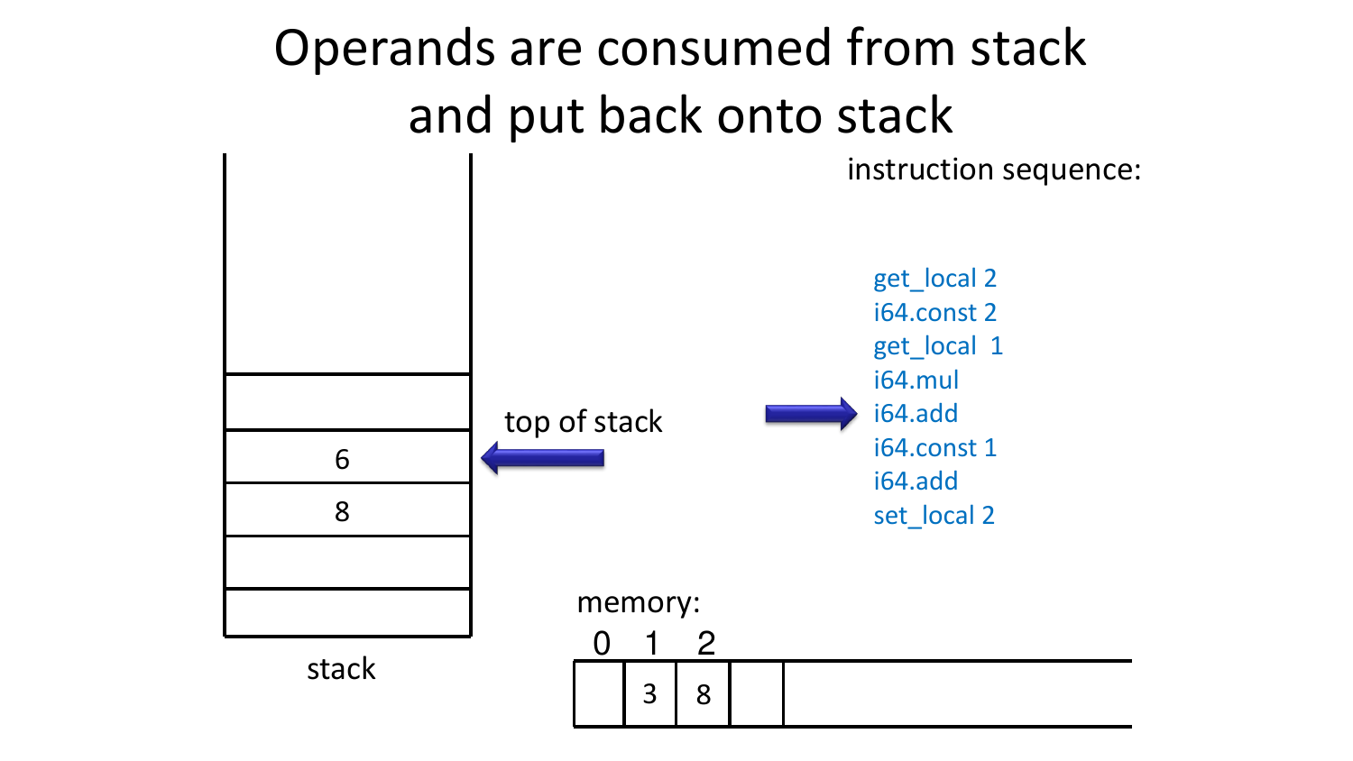# Operands are consumed from stack and put back onto stack

instruction sequence:

```
get_local 2
i64.const 2
get_local  1
i64.mul
i64.add
i64.const 1
i64.add
set_local 2
```

top of stack

| stack |
|---|
| |
| 6 |
| 8 |
| |
| |

memory:

| 0 | 1 | 2 | | |
|---|---|---|---|---|
| | 3 | 8 | | |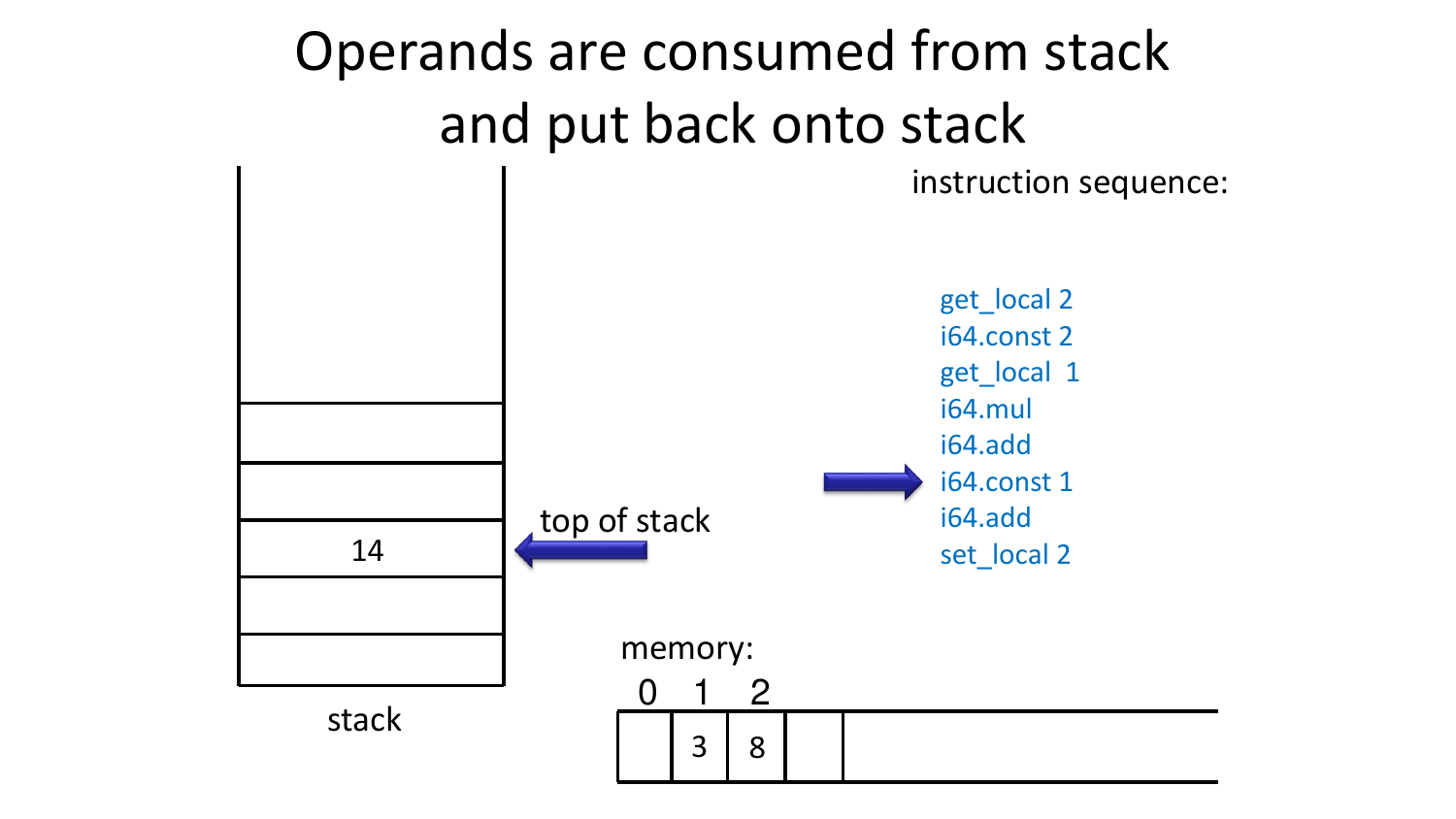# Operands are consumed from stack and put back onto stack

instruction sequence:

```
get_local 2
i64.const 2
get_local  1
i64.mul
i64.add
i64.const 1
i64.add
set_local 2
```

stack:

| |
|---|
| |
| |
| 14 ← top of stack |
| |
| |

memory:

| 0 | 1 | 2 | |
|---|---|---|---|
| | 3 | 8 | |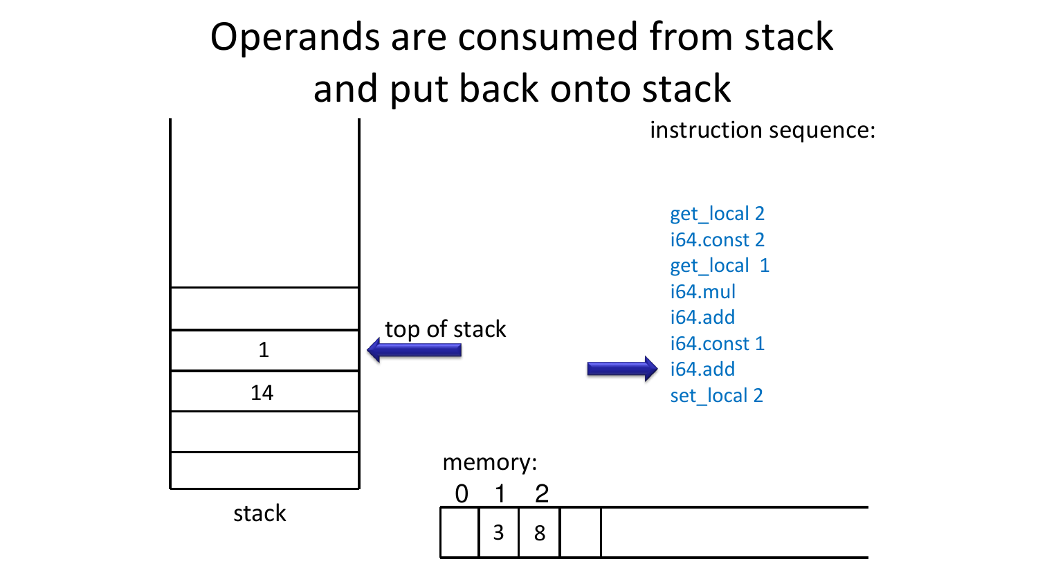# Operands are consumed from stack and put back onto stack

instruction sequence:

```
get_local 2
i64.const 2
get_local  1
i64.mul
i64.add
i64.const 1
i64.add
set_local 2
```

top of stack

| stack |
|---|
| |
| 1 |
| 14 |
| |
| |

memory:

| 0 | 1 | 2 | |
|---|---|---|---|
| | 3 | 8 | |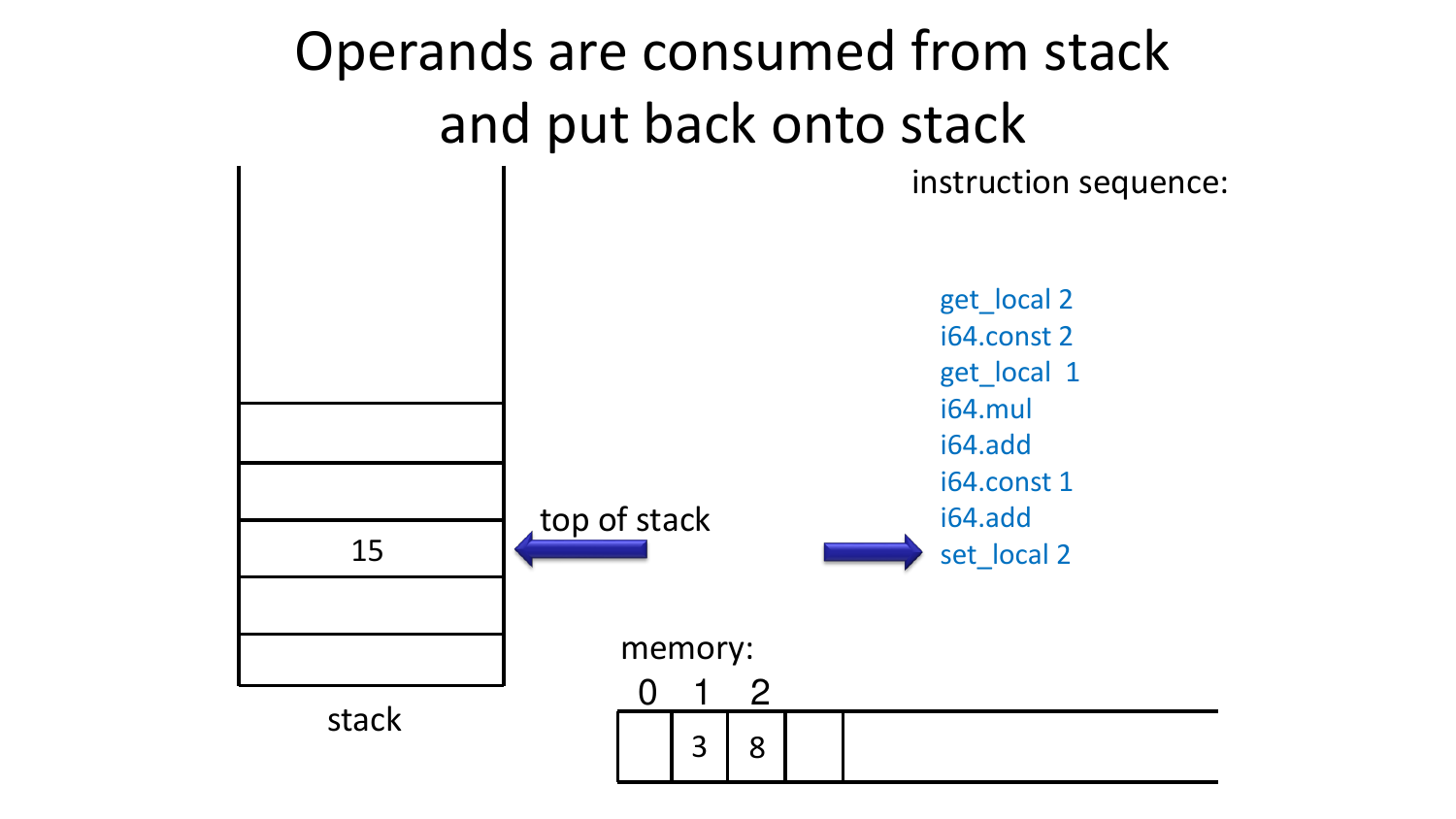# Operands are consumed from stack and put back onto stack

instruction sequence:

```
get_local 2
i64.const 2
get_local  1
i64.mul
i64.add
i64.const 1
i64.add
set_local 2
```

stack: 15 (top of stack)

memory:

| 0 | 1 | 2 | | |
|---|---|---|---|---|
| | 3 | 8 | | |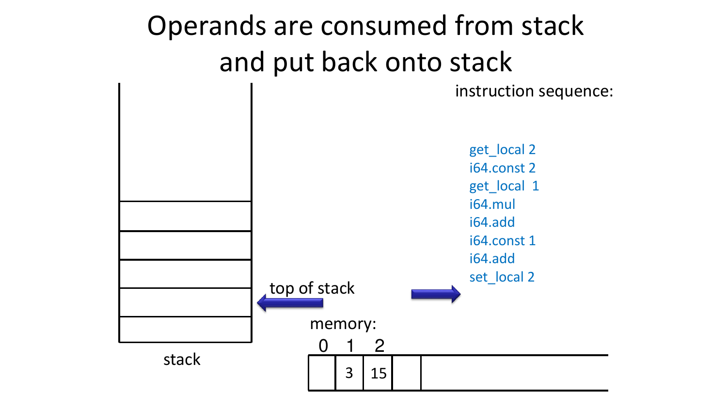# Operands are consumed from stack and put back onto stack

instruction sequence:

```
get_local 2
i64.const 2
get_local  1
i64.mul
i64.add
i64.const 1
i64.add
set_local 2
```

top of stack

stack

memory:

| 0 | 1 | 2 | | |
|---|---|---|---|---|
| | 3 | 15 | | |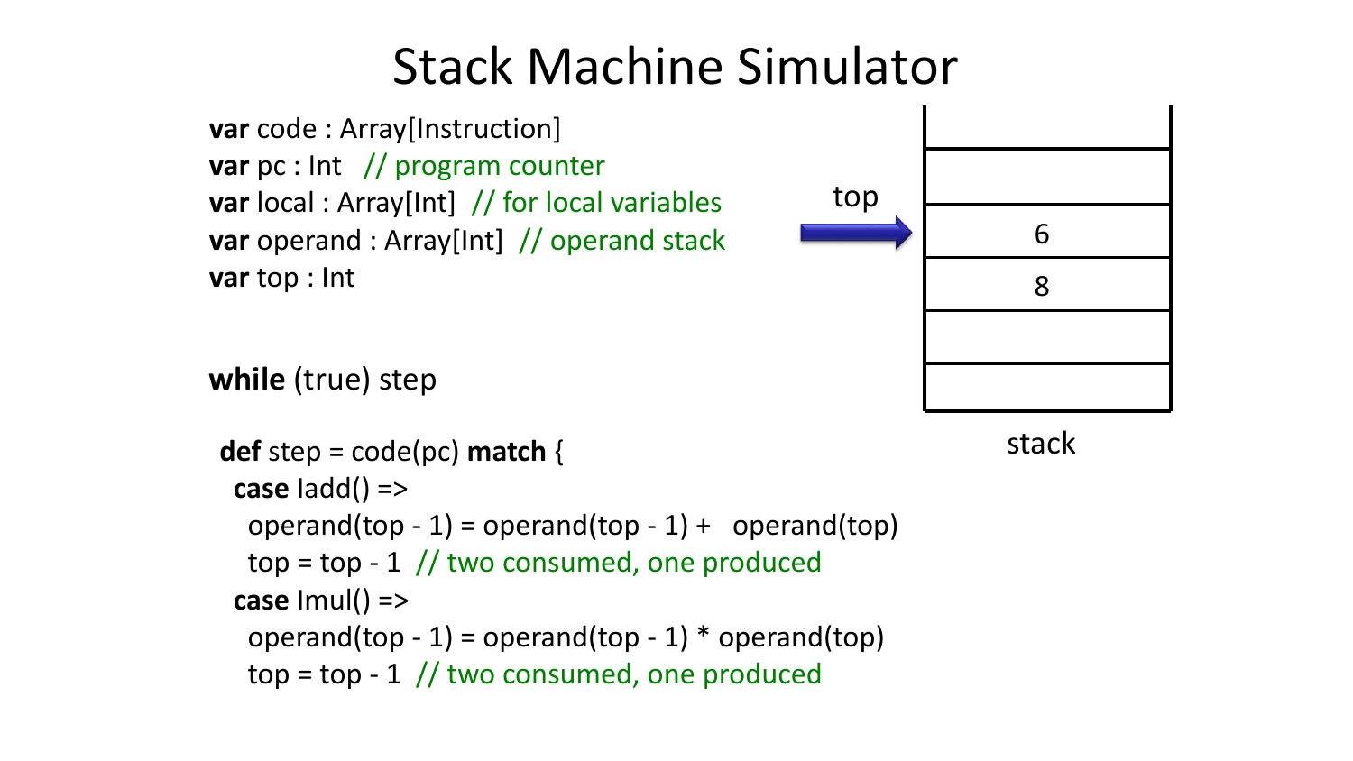# Stack Machine Simulator

```
var code : Array[Instruction]
var pc : Int   // program counter
var local : Array[Int]  // for local variables
var operand : Array[Int]  // operand stack
var top : Int

while (true) step

def step = code(pc) match {
  case Iadd() =>
    operand(top - 1) = operand(top - 1) +   operand(top)
    top = top - 1  // two consumed, one produced
  case Imul() =>
    operand(top - 1) = operand(top - 1) * operand(top)
    top = top - 1  // two consumed, one produced
```

top →

| stack |
|---|
|  |
|  |
| 6 |
| 8 |
|  |
|  |

stack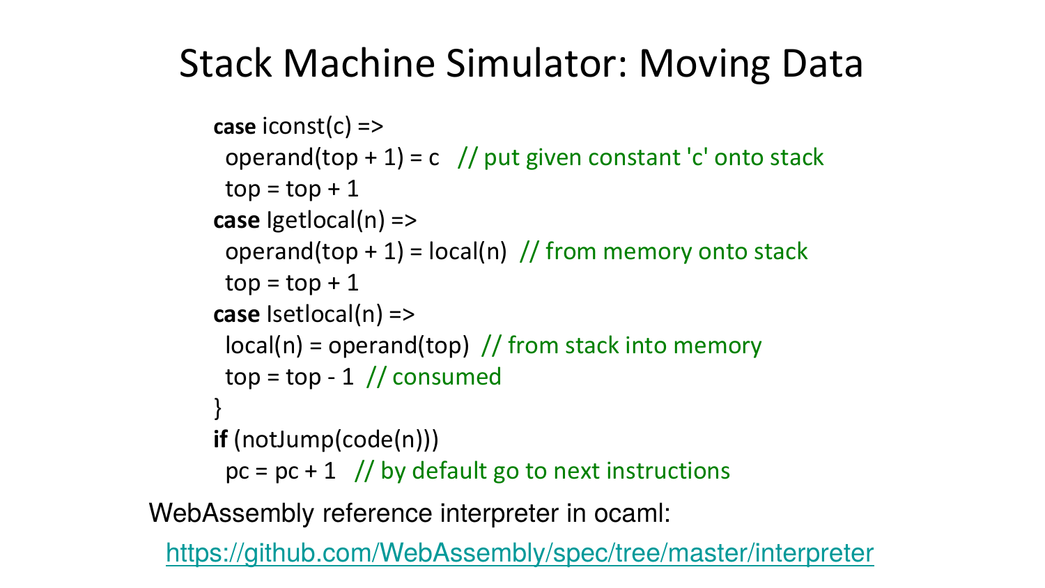# Stack Machine Simulator: Moving Data

```
case iconst(c) =>
  operand(top + 1) = c   // put given constant 'c' onto stack
  top = top + 1
case Igetlocal(n) =>
  operand(top + 1) = local(n)  // from memory onto stack
  top = top + 1
case Isetlocal(n) =>
  local(n) = operand(top)  // from stack into memory
  top = top - 1  // consumed
}
if (notJump(code(n)))
  pc = pc + 1   // by default go to next instructions
```

WebAssembly reference interpreter in ocaml:

https://github.com/WebAssembly/spec/tree/master/interpreter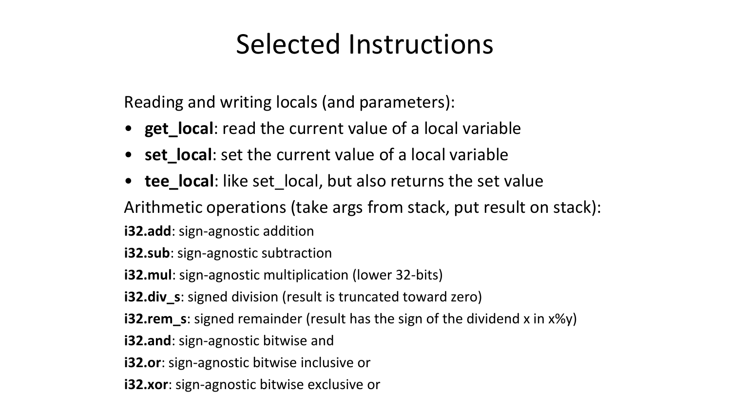# Selected Instructions

Reading and writing locals (and parameters):

- **get_local**: read the current value of a local variable
- **set_local**: set the current value of a local variable
- **tee_local**: like set_local, but also returns the set value

Arithmetic operations (take args from stack, put result on stack):

**i32.add**: sign-agnostic addition

**i32.sub**: sign-agnostic subtraction

**i32.mul**: sign-agnostic multiplication (lower 32-bits)

**i32.div_s**: signed division (result is truncated toward zero)

**i32.rem_s**: signed remainder (result has the sign of the dividend x in x%y)

**i32.and**: sign-agnostic bitwise and

**i32.or**: sign-agnostic bitwise inclusive or

**i32.xor**: sign-agnostic bitwise exclusive or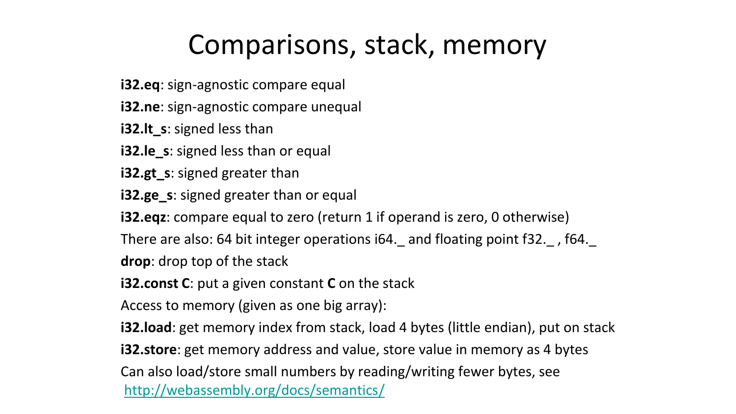# Comparisons, stack, memory

**i32.eq**: sign-agnostic compare equal

**i32.ne**: sign-agnostic compare unequal

**i32.lt_s**: signed less than

**i32.le_s**: signed less than or equal

**i32.gt_s**: signed greater than

**i32.ge_s**: signed greater than or equal

**i32.eqz**: compare equal to zero (return 1 if operand is zero, 0 otherwise)

There are also: 64 bit integer operations i64._ and floating point f32._ , f64._

**drop**: drop top of the stack

**i32.const C**: put a given constant **C** on the stack

Access to memory (given as one big array):

**i32.load**: get memory index from stack, load 4 bytes (little endian), put on stack

**i32.store**: get memory address and value, store value in memory as 4 bytes

Can also load/store small numbers by reading/writing fewer bytes, see http://webassembly.org/docs/semantics/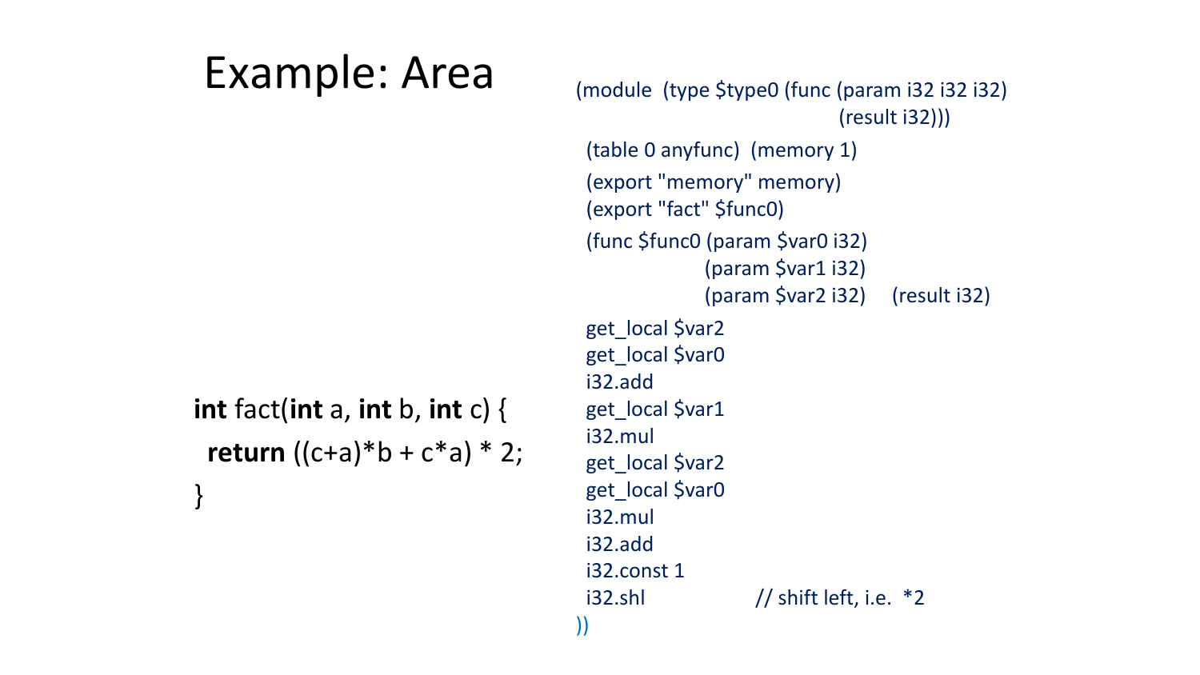# Example: Area

```c
int fact(int a, int b, int c) {
  return ((c+a)*b + c*a) * 2;
}
```

```
(module  (type $type0 (func (param i32 i32 i32)
                            (result i32)))
  (table 0 anyfunc)  (memory 1)
  (export "memory" memory)
  (export "fact" $func0)
  (func $func0 (param $var0 i32)
               (param $var1 i32)
               (param $var2 i32)    (result i32)
  get_local $var2
  get_local $var0
  i32.add
  get_local $var1
  i32.mul
  get_local $var2
  get_local $var0
  i32.mul
  i32.add
  i32.const 1
  i32.shl              // shift left, i.e.  *2
))
```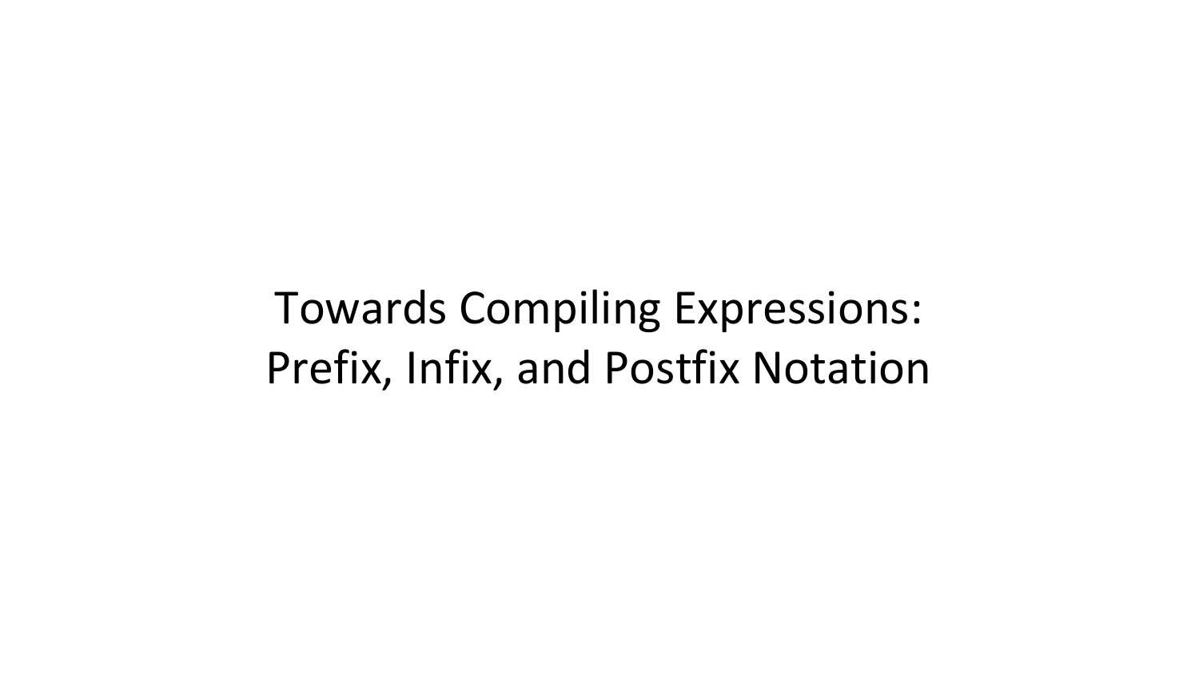# Towards Compiling Expressions: Prefix, Infix, and Postfix Notation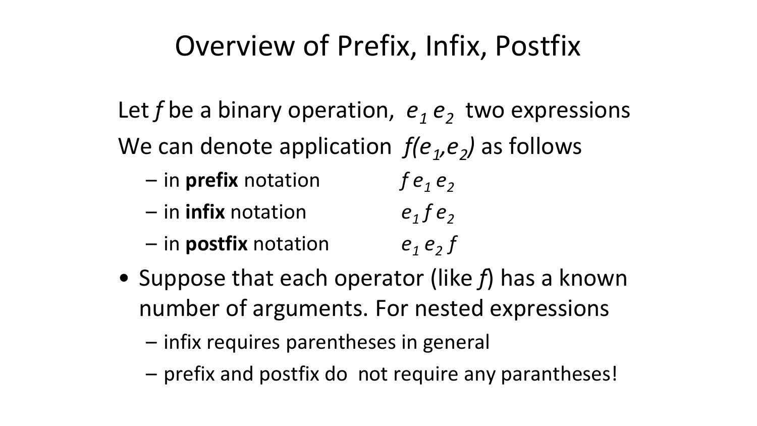# Overview of Prefix, Infix, Postfix

Let $f$ be a binary operation, $e_1$ $e_2$ two expressions

We can denote application $f(e_1,e_2)$ as follows

- in **prefix** notation $f\ e_1\ e_2$
- in **infix** notation $e_1\ f\ e_2$
- in **postfix** notation $e_1\ e_2\ f$

- Suppose that each operator (like $f$) has a known number of arguments. For nested expressions
  - infix requires parentheses in general
  - prefix and postfix do not require any parantheses!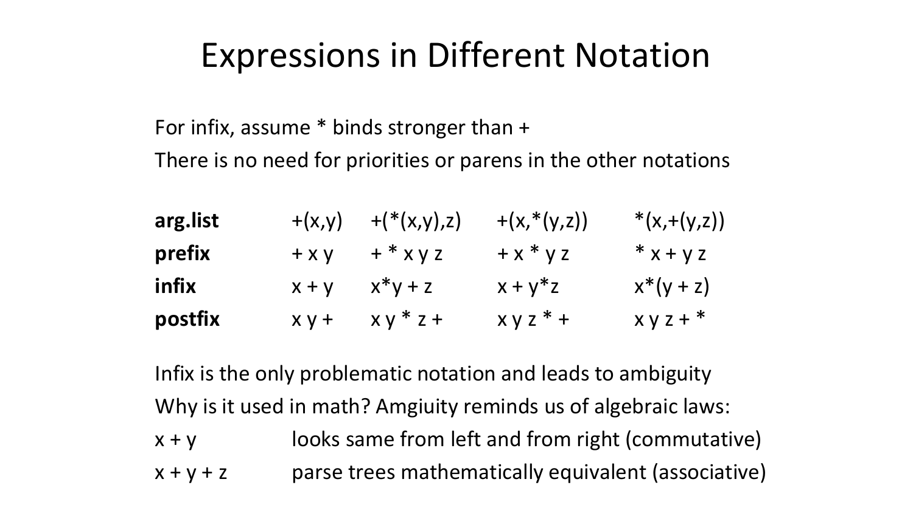# Expressions in Different Notation

For infix, assume * binds stronger than +

There is no need for priorities or parens in the other notations

| | | | | |
|---|---|---|---|---|
| **arg.list** | +(x,y) | +(*(x,y),z) | +(x,*(y,z)) | *(x,+(y,z)) |
| **prefix** | + x y | + * x y z | + x * y z | * x + y z |
| **infix** | x + y | x*y + z | x + y*z | x*(y + z) |
| **postfix** | x y + | x y * z + | x y z * + | x y z + * |

Infix is the only problematic notation and leads to ambiguity

Why is it used in math? Amgiuity reminds us of algebraic laws:

| | |
|---|---|
| x + y | looks same from left and from right (commutative) |
| x + y + z | parse trees mathematically equivalent (associative) |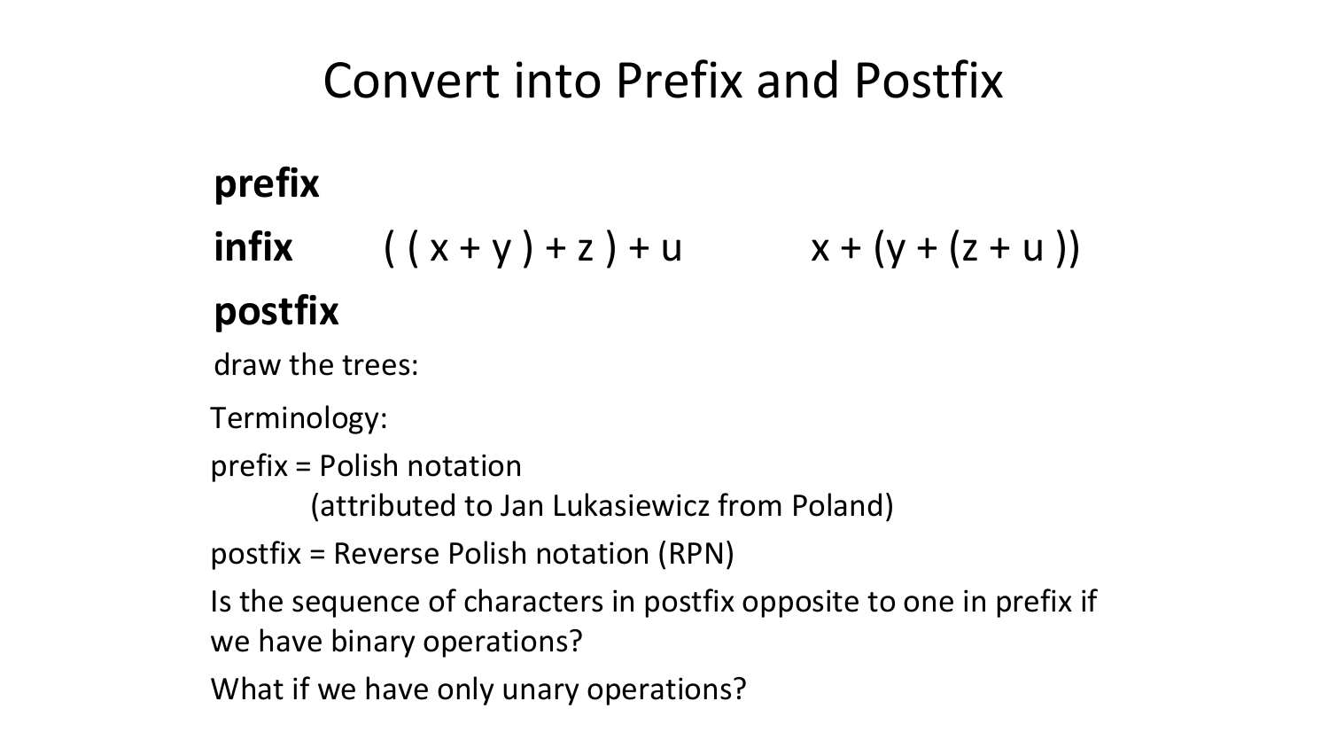# Convert into Prefix and Postfix

**prefix**

**infix** $((x + y) + z) + u$ $x + (y + (z + u))$

**postfix**

draw the trees:

Terminology:

prefix = Polish notation
(attributed to Jan Lukasiewicz from Poland)

postfix = Reverse Polish notation (RPN)

Is the sequence of characters in postfix opposite to one in prefix if we have binary operations?

What if we have only unary operations?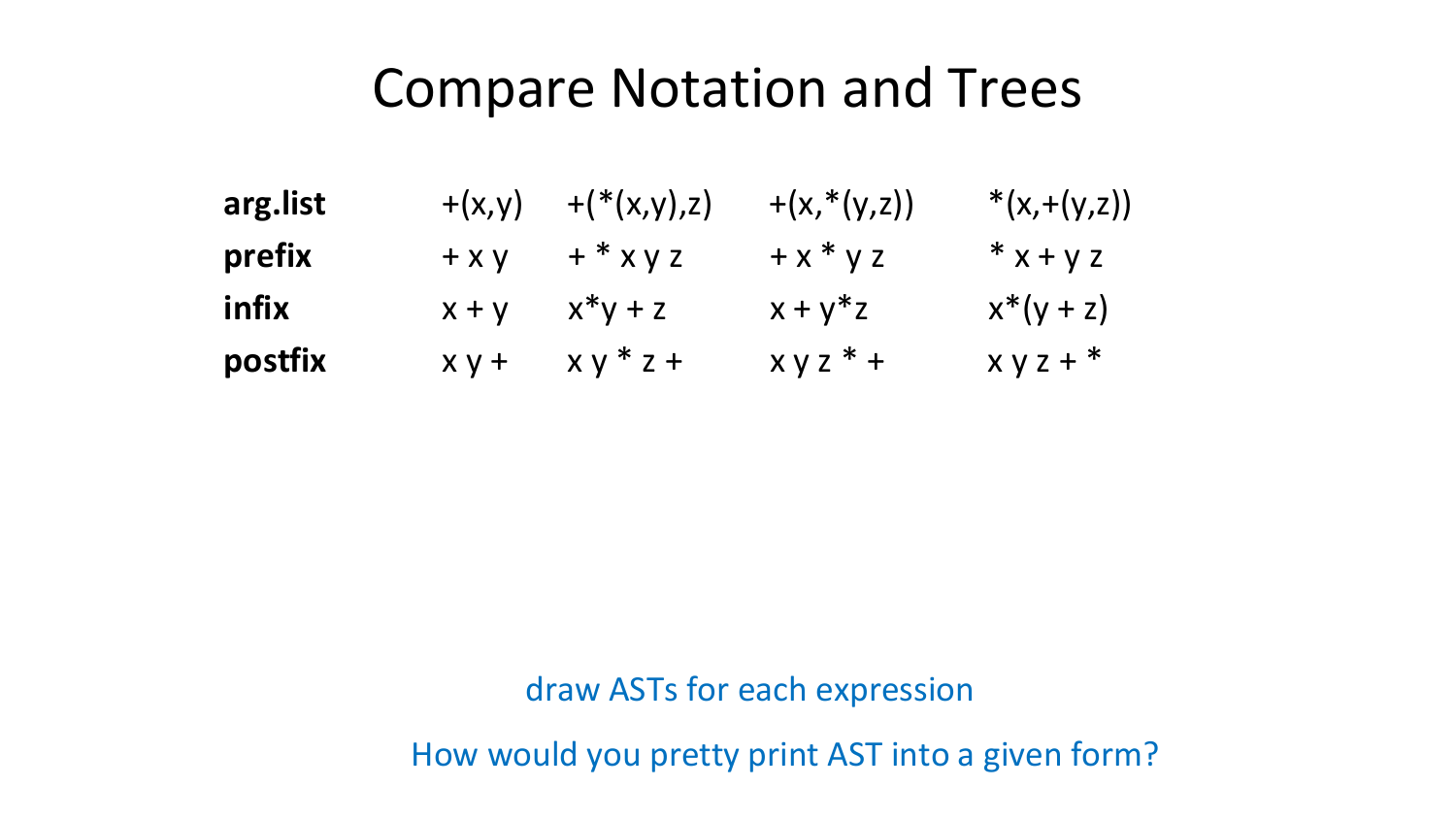# Compare Notation and Trees

| | | | | |
|---|---|---|---|---|
| **arg.list** | +(x,y) | +(*(x,y),z) | +(x,*(y,z)) | *(x,+(y,z)) |
| **prefix** | + x y | + * x y z | + x * y z | * x + y z |
| **infix** | x + y | x*y + z | x + y*z | x*(y + z) |
| **postfix** | x y + | x y * z + | x y z * + | x y z + * |

draw ASTs for each expression

How would you pretty print AST into a given form?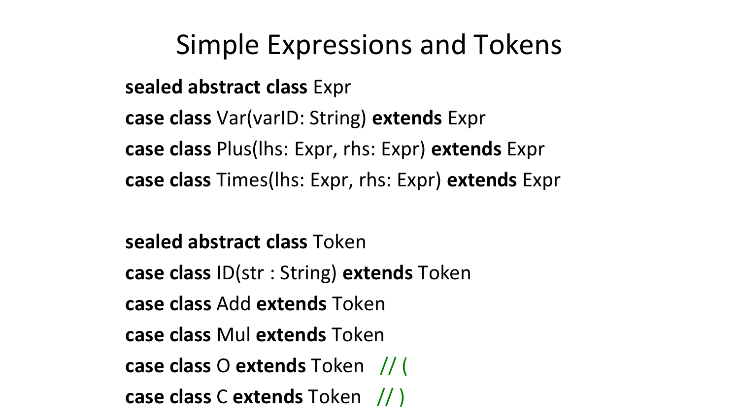# Simple Expressions and Tokens

```scala
sealed abstract class Expr
case class Var(varID: String) extends Expr
case class Plus(lhs: Expr, rhs: Expr) extends Expr
case class Times(lhs: Expr, rhs: Expr) extends Expr

sealed abstract class Token
case class ID(str : String) extends Token
case class Add extends Token
case class Mul extends Token
case class O extends Token   // (
case class C extends Token   // )
```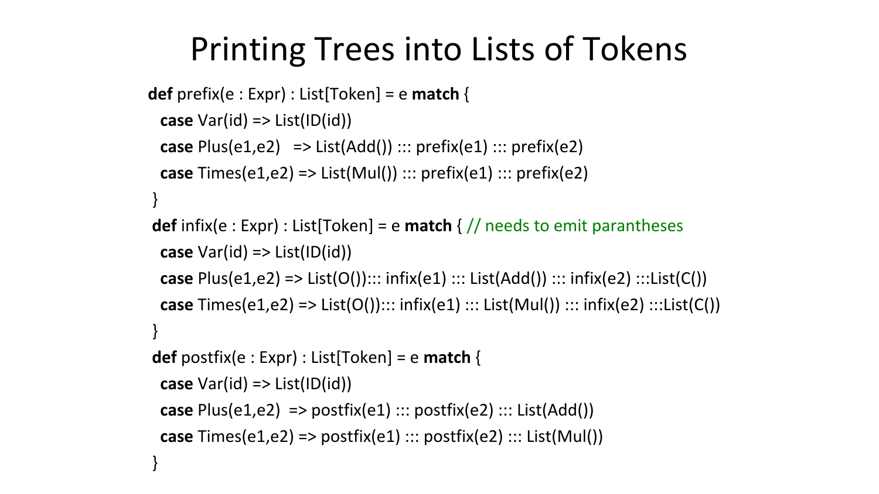# Printing Trees into Lists of Tokens

```
def prefix(e : Expr) : List[Token] = e match {
  case Var(id) => List(ID(id))
  case Plus(e1,e2)   => List(Add()) ::: prefix(e1) ::: prefix(e2)
  case Times(e1,e2) => List(Mul()) ::: prefix(e1) ::: prefix(e2)
 }
 def infix(e : Expr) : List[Token] = e match { // needs to emit parantheses
  case Var(id) => List(ID(id))
  case Plus(e1,e2) => List(O())::: infix(e1) ::: List(Add()) ::: infix(e2) :::List(C())
  case Times(e1,e2) => List(O())::: infix(e1) ::: List(Mul()) ::: infix(e2) :::List(C())
 }
 def postfix(e : Expr) : List[Token] = e match {
  case Var(id) => List(ID(id))
  case Plus(e1,e2)  => postfix(e1) ::: postfix(e2) ::: List(Add())
  case Times(e1,e2) => postfix(e1) ::: postfix(e2) ::: List(Mul())
 }
```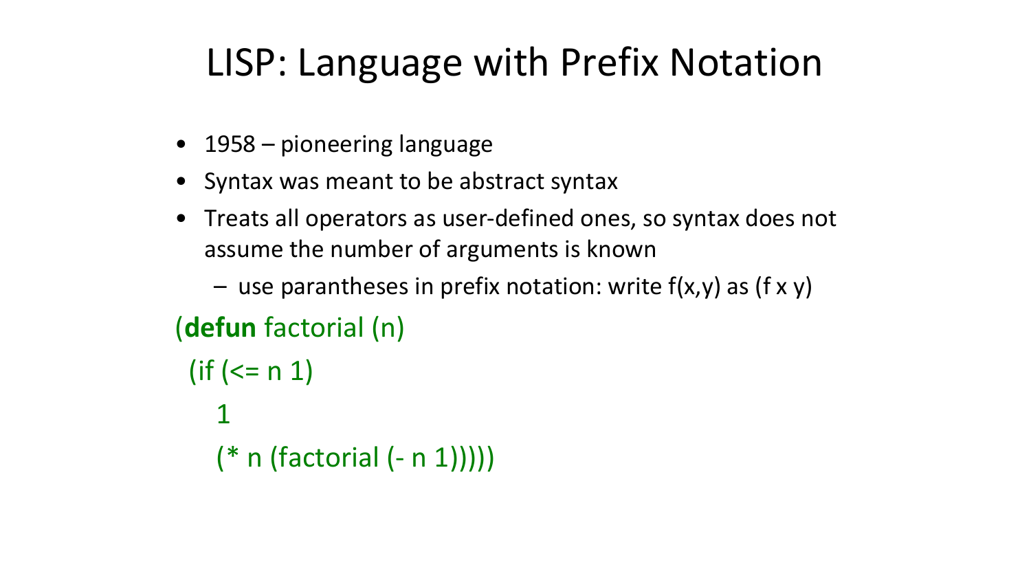# LISP: Language with Prefix Notation

- 1958 – pioneering language
- Syntax was meant to be abstract syntax
- Treats all operators as user-defined ones, so syntax does not assume the number of arguments is known
  - use parantheses in prefix notation: write f(x,y) as (f x y)

```
(defun factorial (n)
  (if (<= n 1)
      1
      (* n (factorial (- n 1)))))
```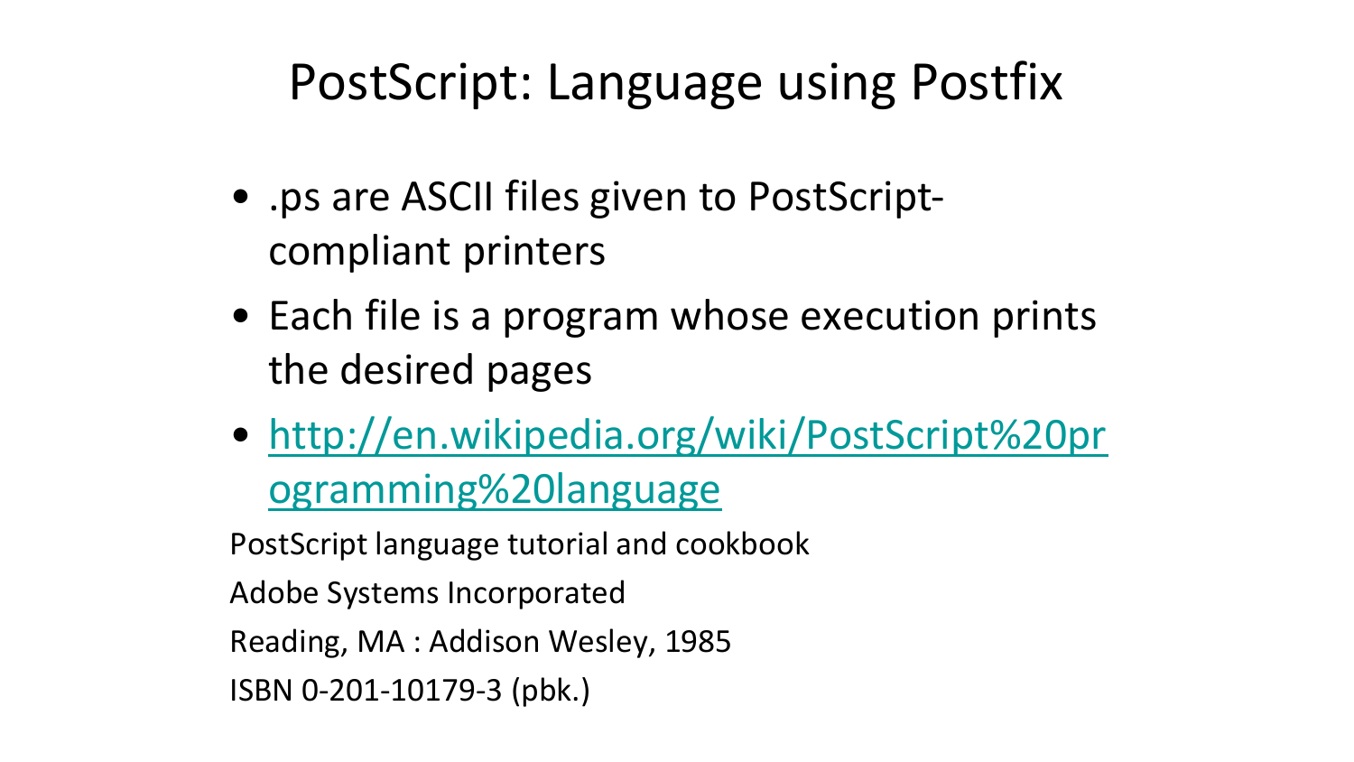# PostScript: Language using Postfix

- .ps are ASCII files given to PostScript-compliant printers
- Each file is a program whose execution prints the desired pages
- http://en.wikipedia.org/wiki/PostScript%20programming%20language

PostScript language tutorial and cookbook

Adobe Systems Incorporated

Reading, MA : Addison Wesley, 1985

ISBN 0-201-10179-3 (pbk.)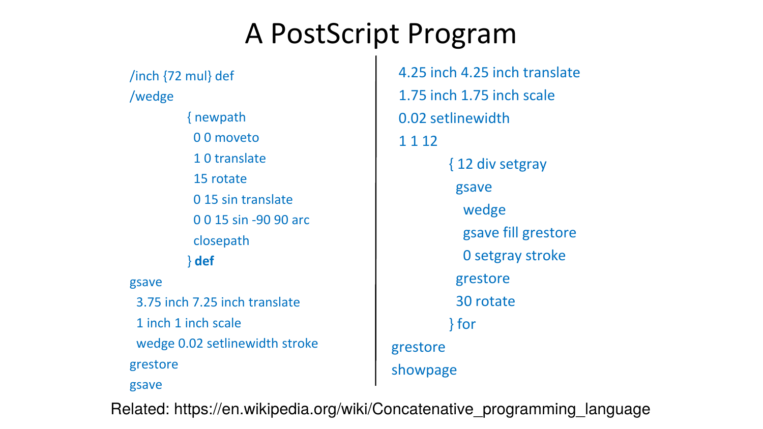# A PostScript Program

```
/inch {72 mul} def
/wedge
        { newpath
          0 0 moveto
          1 0 translate
          15 rotate
          0 15 sin translate
          0 0 15 sin -90 90 arc
          closepath
        } def
gsave
  3.75 inch 7.25 inch translate
  1 inch 1 inch scale
  wedge 0.02 setlinewidth stroke
grestore
gsave
  4.25 inch 4.25 inch translate
  1.75 inch 1.75 inch scale
  0.02 setlinewidth
  1 1 12
        { 12 div setgray
          gsave
            wedge
            gsave fill grestore
            0 setgray stroke
          grestore
          30 rotate
        } for
grestore
showpage
```

Related: https://en.wikipedia.org/wiki/Concatenative_programming_language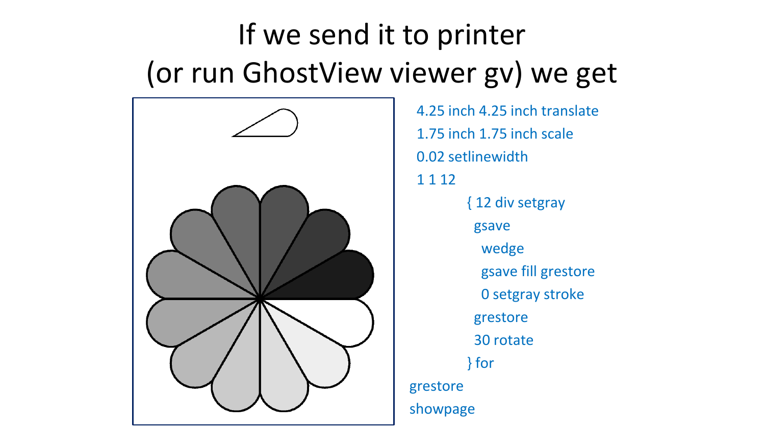# If we send it to printer (or run GhostView viewer gv) we get

```
4.25 inch 4.25 inch translate
1.75 inch 1.75 inch scale
0.02 setlinewidth
1 1 12
        { 12 div setgray
          gsave
            wedge
            gsave fill grestore
            0 setgray stroke
          grestore
          30 rotate
        } for
grestore
showpage
```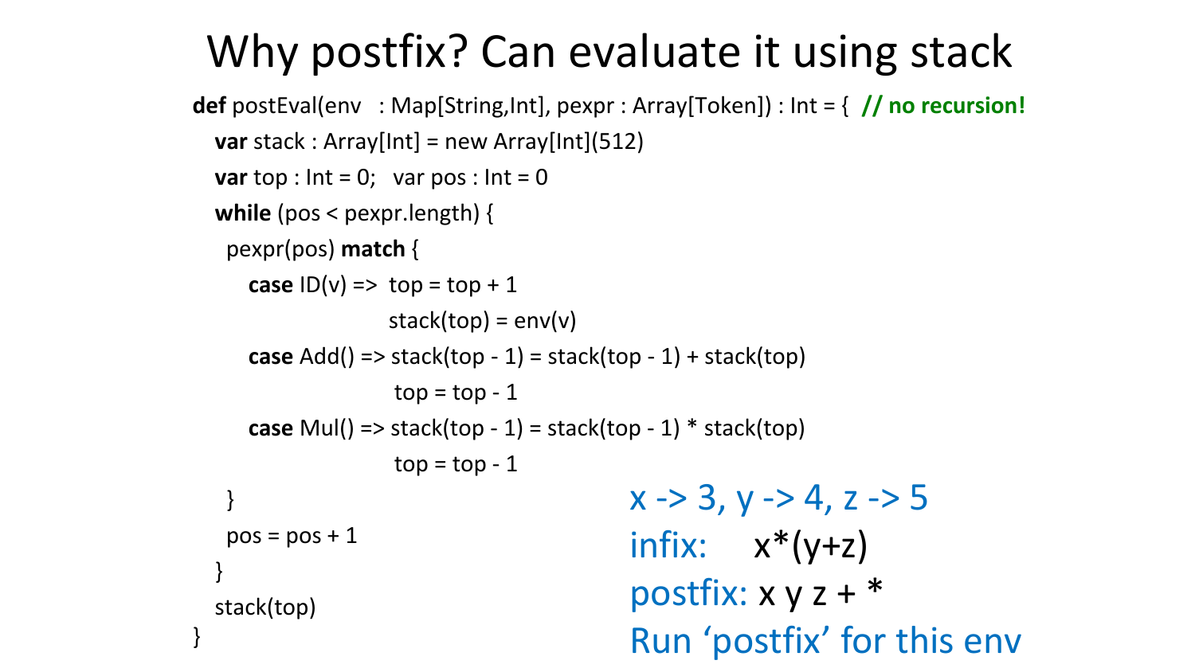# Why postfix? Can evaluate it using stack

```
def postEval(env   : Map[String,Int], pexpr : Array[Token]) : Int = {  // no recursion!
  var stack : Array[Int] = new Array[Int](512)
  var top : Int = 0;   var pos : Int = 0
  while (pos < pexpr.length) {
    pexpr(pos) match {
      case ID(v) =>  top = top + 1
                     stack(top) = env(v)
      case Add() => stack(top - 1) = stack(top - 1) + stack(top)
                     top = top - 1
      case Mul() => stack(top - 1) = stack(top - 1) * stack(top)
                     top = top - 1
    }
    pos = pos + 1
  }
  stack(top)
}
```

x -> 3, y -> 4, z -> 5

infix: x*(y+z)

postfix: x y z + *

Run ‘postfix’ for this env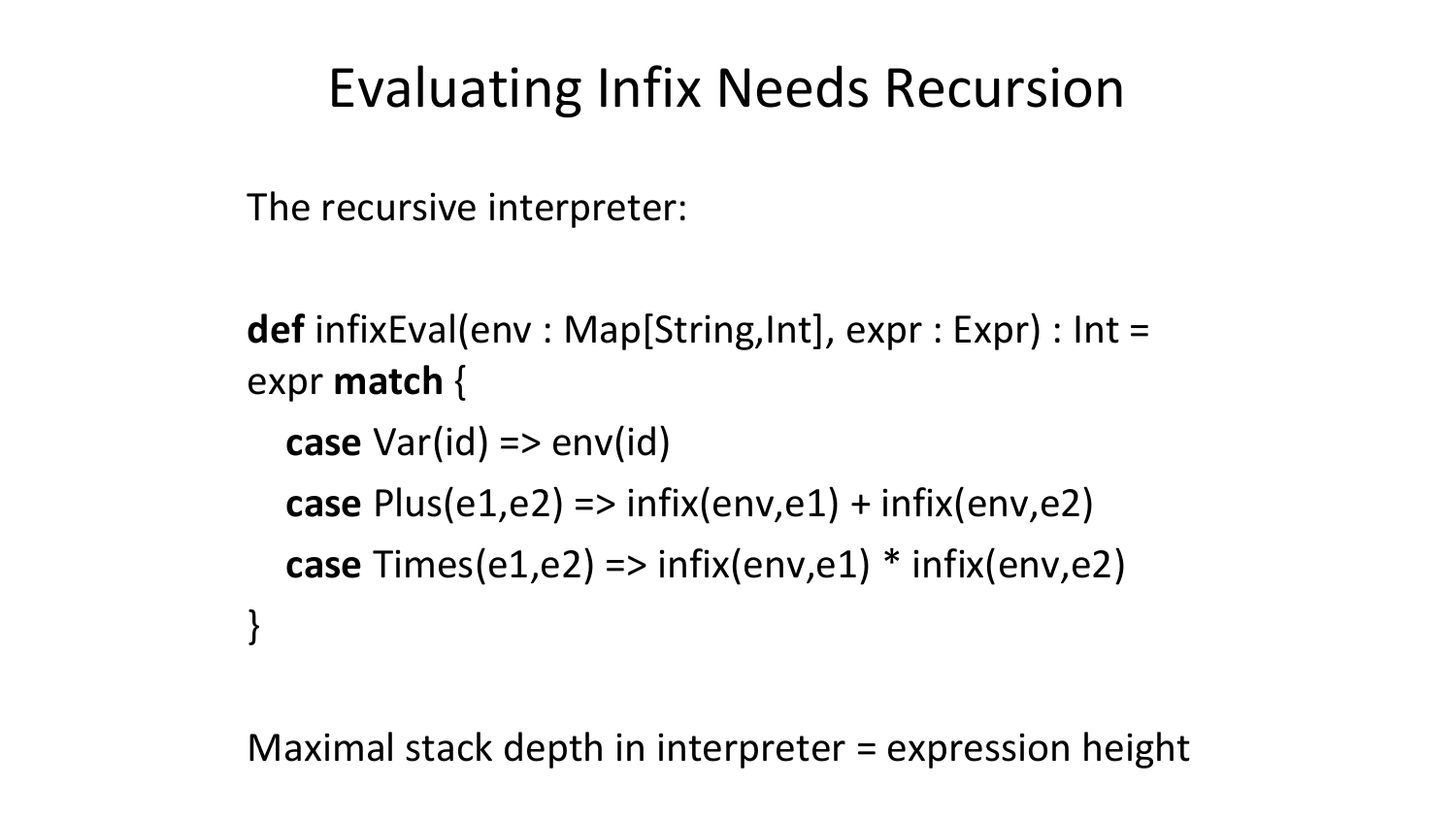# Evaluating Infix Needs Recursion

The recursive interpreter:

```
def infixEval(env : Map[String,Int], expr : Expr) : Int =
expr match {
   case Var(id) => env(id)
   case Plus(e1,e2) => infix(env,e1) + infix(env,e2)
   case Times(e1,e2) => infix(env,e1) * infix(env,e2)
}
```

Maximal stack depth in interpreter = expression height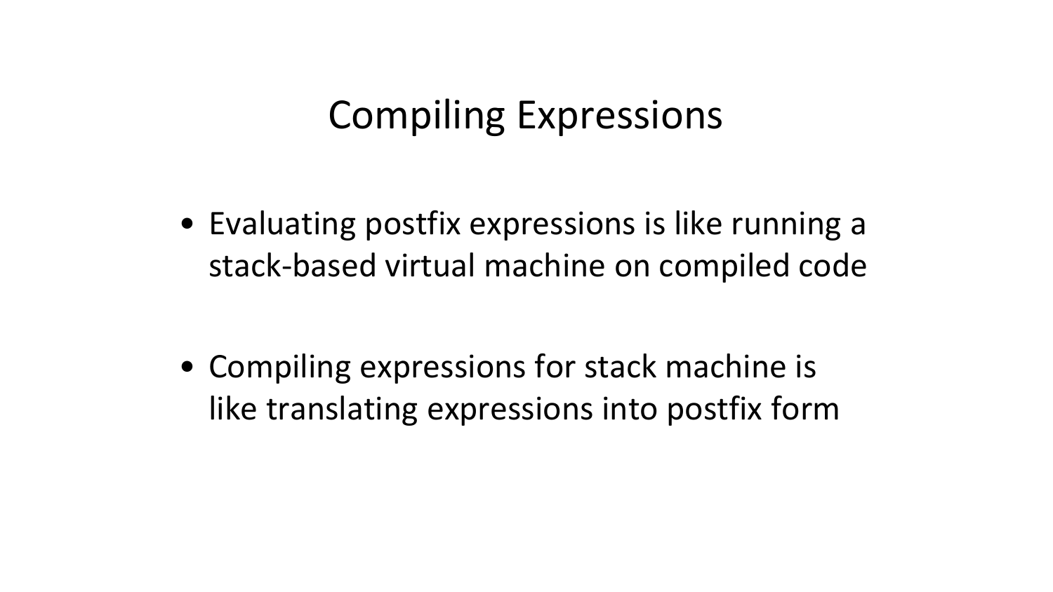# Compiling Expressions

- Evaluating postfix expressions is like running a stack-based virtual machine on compiled code

- Compiling expressions for stack machine is like translating expressions into postfix form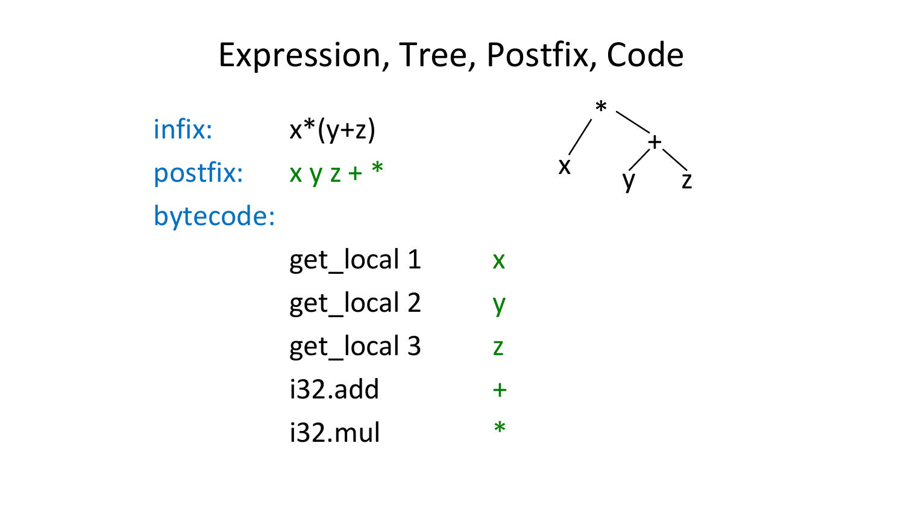# Expression, Tree, Postfix, Code

infix: x*(y+z)

postfix: x y z + *

bytecode:

| | |
|---|---|
| get_local 1 | x |
| get_local 2 | y |
| get_local 3 | z |
| i32.add | + |
| i32.mul | * |

```
      *
     / \
    x   +
       / \
      y   z
```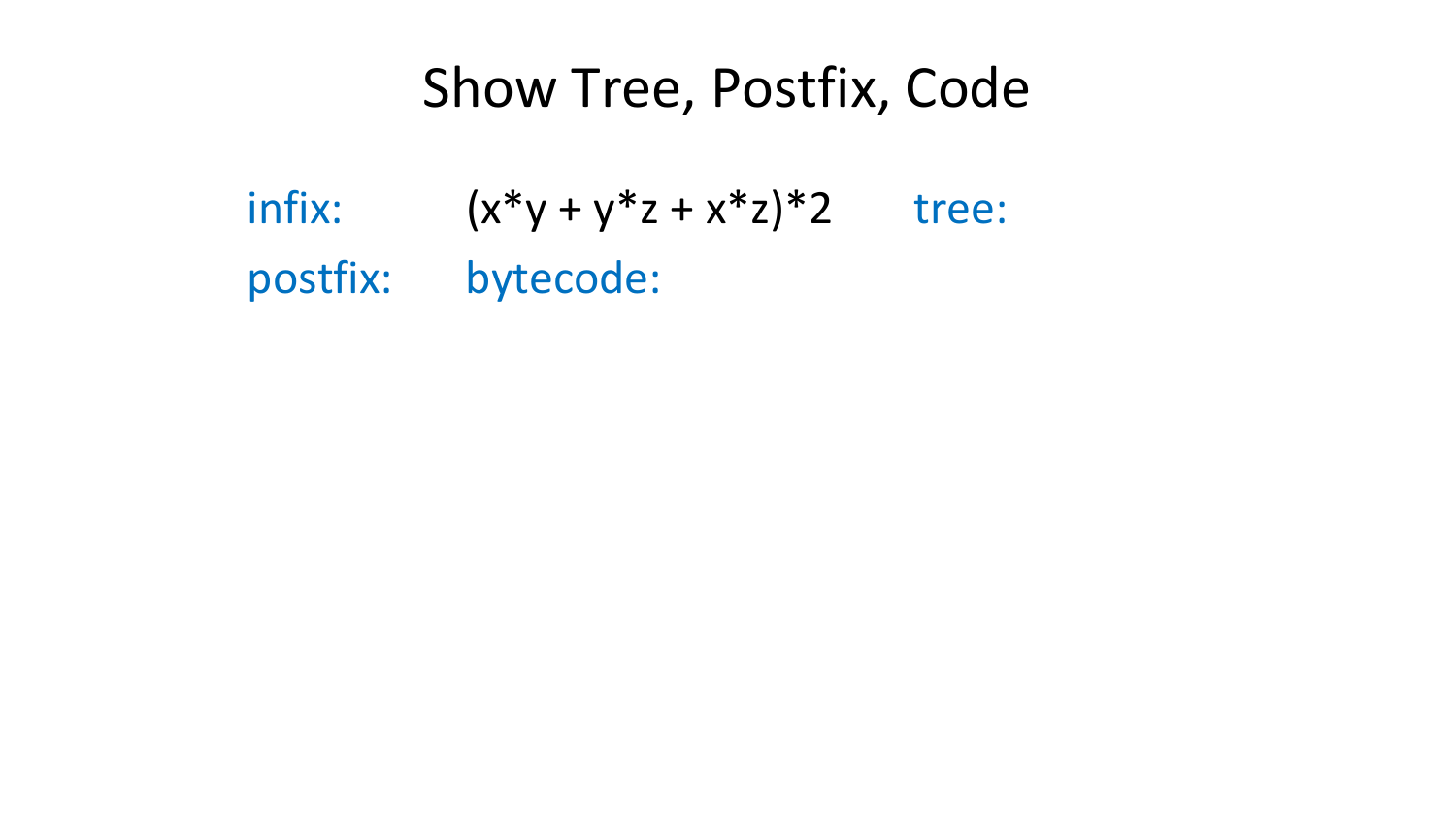# Show Tree, Postfix, Code

infix: (x*y + y*z + x*z)*2 tree:

postfix: bytecode: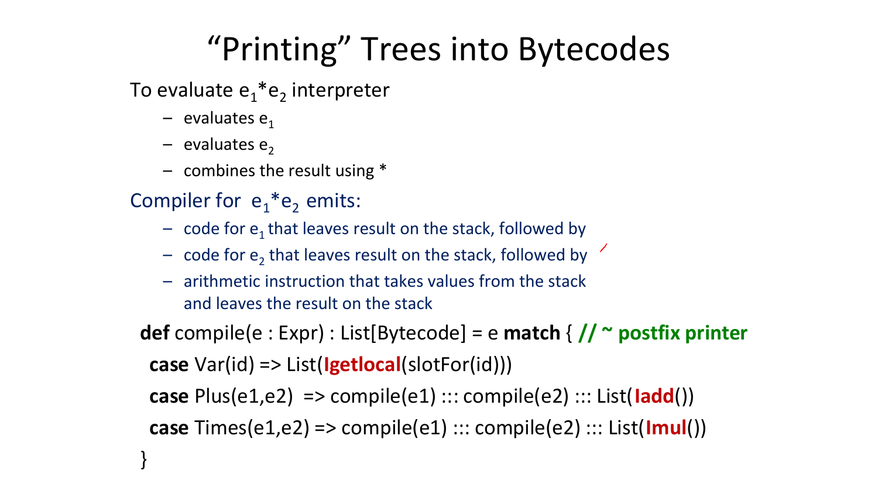# “Printing” Trees into Bytecodes

To evaluate $e_1$*$e_2$ interpreter

- evaluates $e_1$
- evaluates $e_2$
- combines the result using *

Compiler for $e_1$*$e_2$ emits:

- code for $e_1$ that leaves result on the stack, followed by
- code for $e_2$ that leaves result on the stack, followed by
- arithmetic instruction that takes values from the stack and leaves the result on the stack

```
def compile(e : Expr) : List[Bytecode] = e match { // ~ postfix printer
  case Var(id) => List(Igetlocal(slotFor(id)))
  case Plus(e1,e2)  => compile(e1) ::: compile(e2) ::: List(Iadd())
  case Times(e1,e2) => compile(e1) ::: compile(e2) ::: List(Imul())
}
```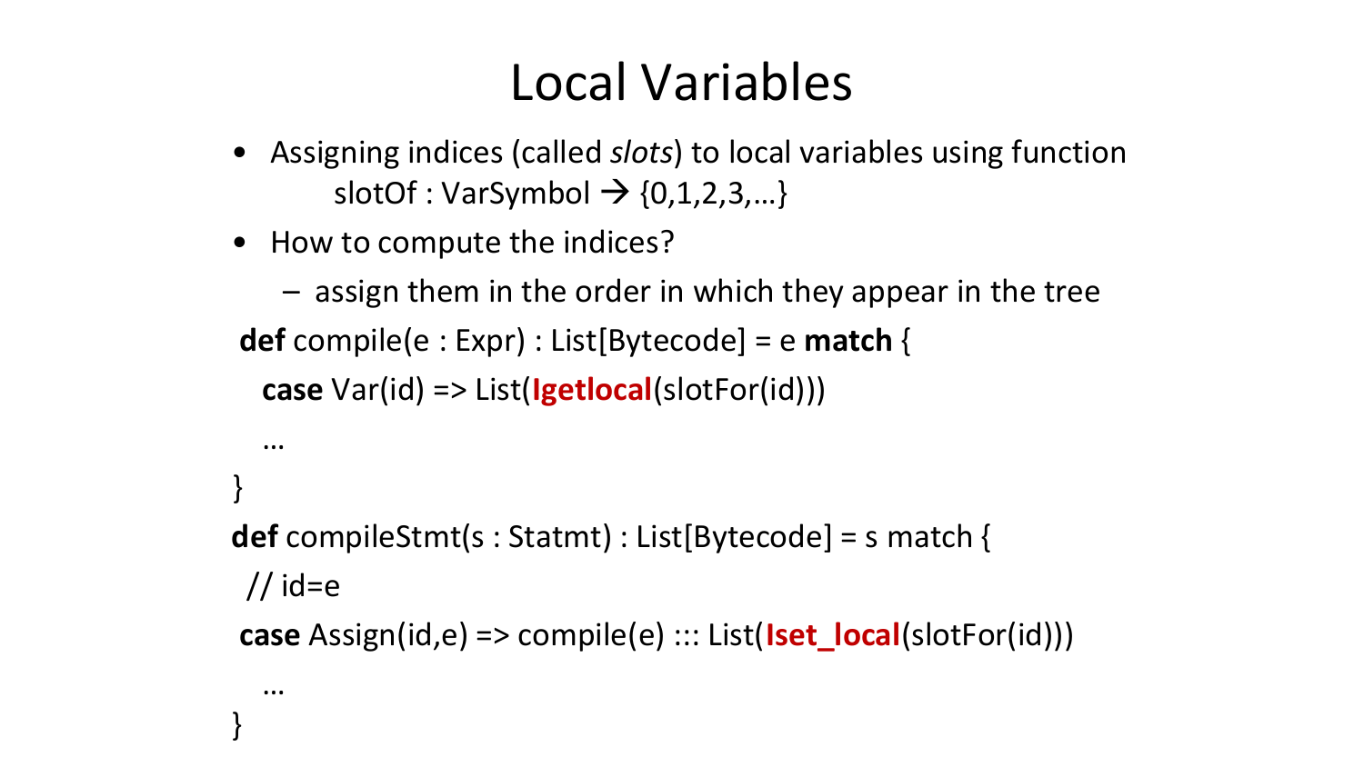# Local Variables

- Assigning indices (called *slots*) to local variables using function
  slotOf : VarSymbol → {0,1,2,3,…}
- How to compute the indices?
  - assign them in the order in which they appear in the tree

```
def compile(e : Expr) : List[Bytecode] = e match {
  case Var(id) => List(Igetlocal(slotFor(id)))
  …
}
def compileStmt(s : Statmt) : List[Bytecode] = s match {
 // id=e
 case Assign(id,e) => compile(e) ::: List(Iset_local(slotFor(id)))
  …
}
```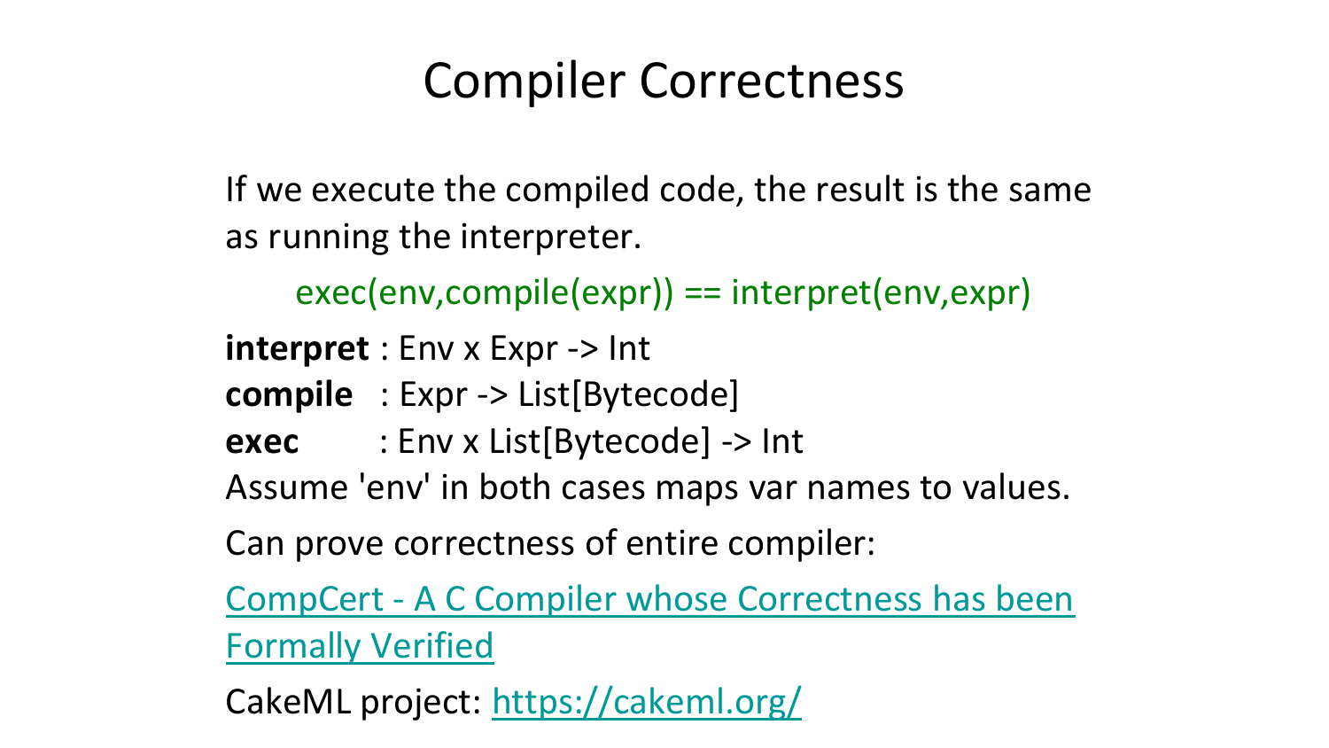# Compiler Correctness

If we execute the compiled code, the result is the same as running the interpreter.

```
exec(env,compile(expr)) == interpret(env,expr)
```

**interpret** : Env x Expr -> Int

**compile** : Expr -> List[Bytecode]

**exec** : Env x List[Bytecode] -> Int

Assume 'env' in both cases maps var names to values.

Can prove correctness of entire compiler:

CompCert - A C Compiler whose Correctness has been Formally Verified

CakeML project: https://cakeml.org/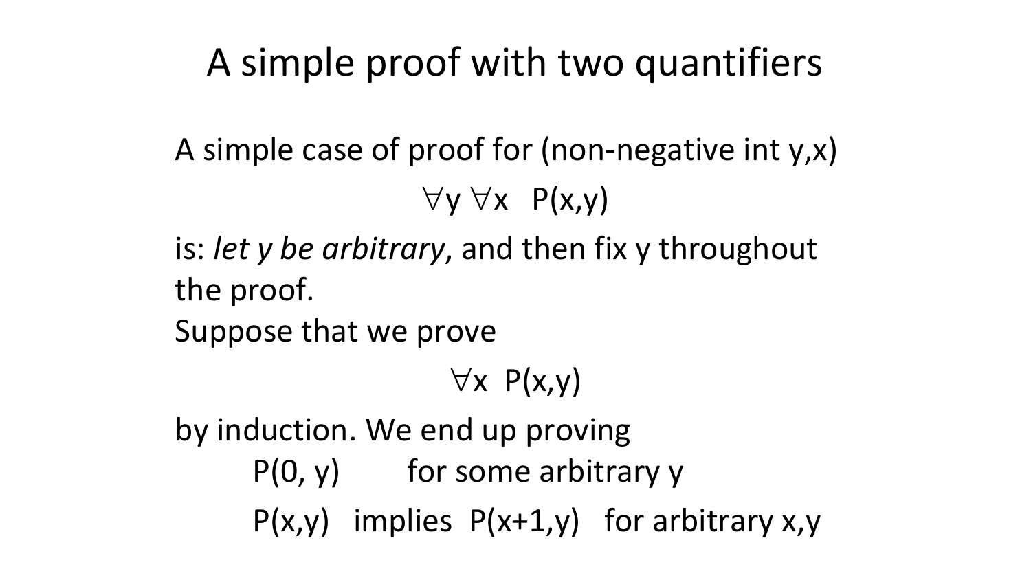# A simple proof with two quantifiers

A simple case of proof for (non-negative int y,x)

$$\forall y \ \forall x \ \ P(x,y)$$

is: *let y be arbitrary*, and then fix y throughout the proof.

Suppose that we prove

$$\forall x \ \ P(x,y)$$

by induction. We end up proving

$P(0, y)$ for some arbitrary y

$P(x,y)$ implies $P(x+1,y)$ for arbitrary x,y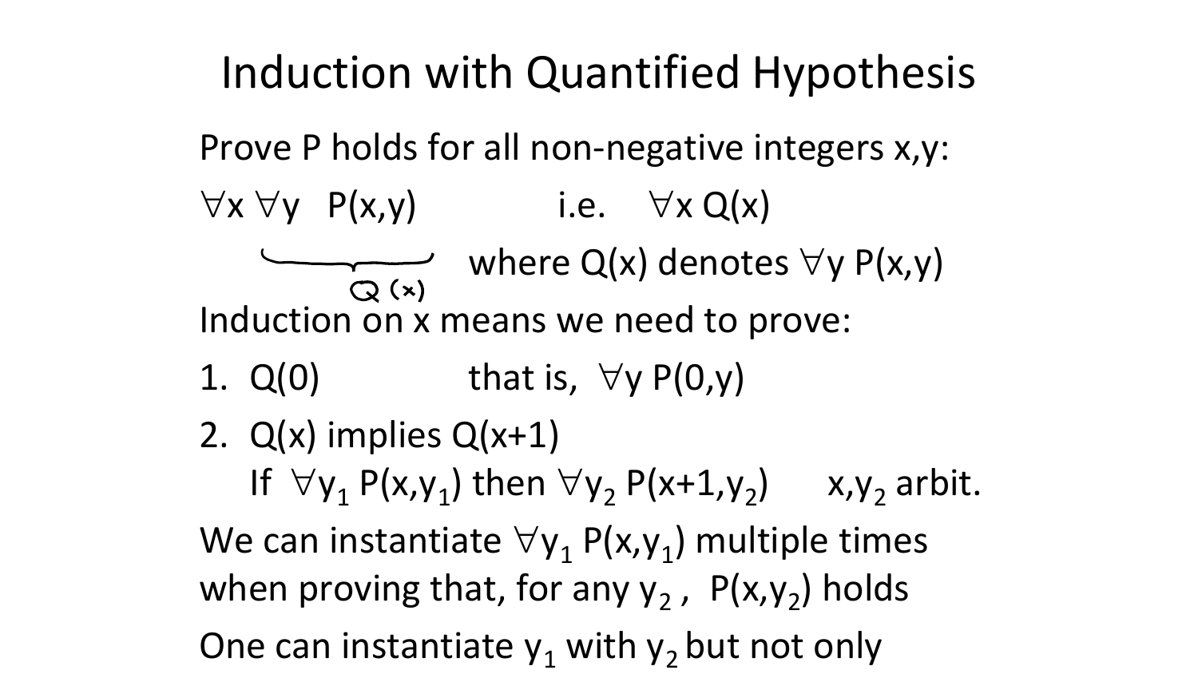# Induction with Quantified Hypothesis

Prove P holds for all non-negative integers x,y:

$\forall x \, \underbrace{\forall y \;\; P(x,y)}_{Q(x)}$ i.e. $\forall x \; Q(x)$

where $Q(x)$ denotes $\forall y \; P(x,y)$

Induction on x means we need to prove:

1. $Q(0)$ that is, $\forall y \; P(0,y)$
2. $Q(x)$ implies $Q(x+1)$  
   If $\forall y_1 \; P(x,y_1)$ then $\forall y_2 \; P(x+1,y_2)$ $x,y_2$ arbit.

We can instantiate $\forall y_1 \; P(x,y_1)$ multiple times when proving that, for any $y_2$, $P(x,y_2)$ holds

One can instantiate $y_1$ with $y_2$ but not only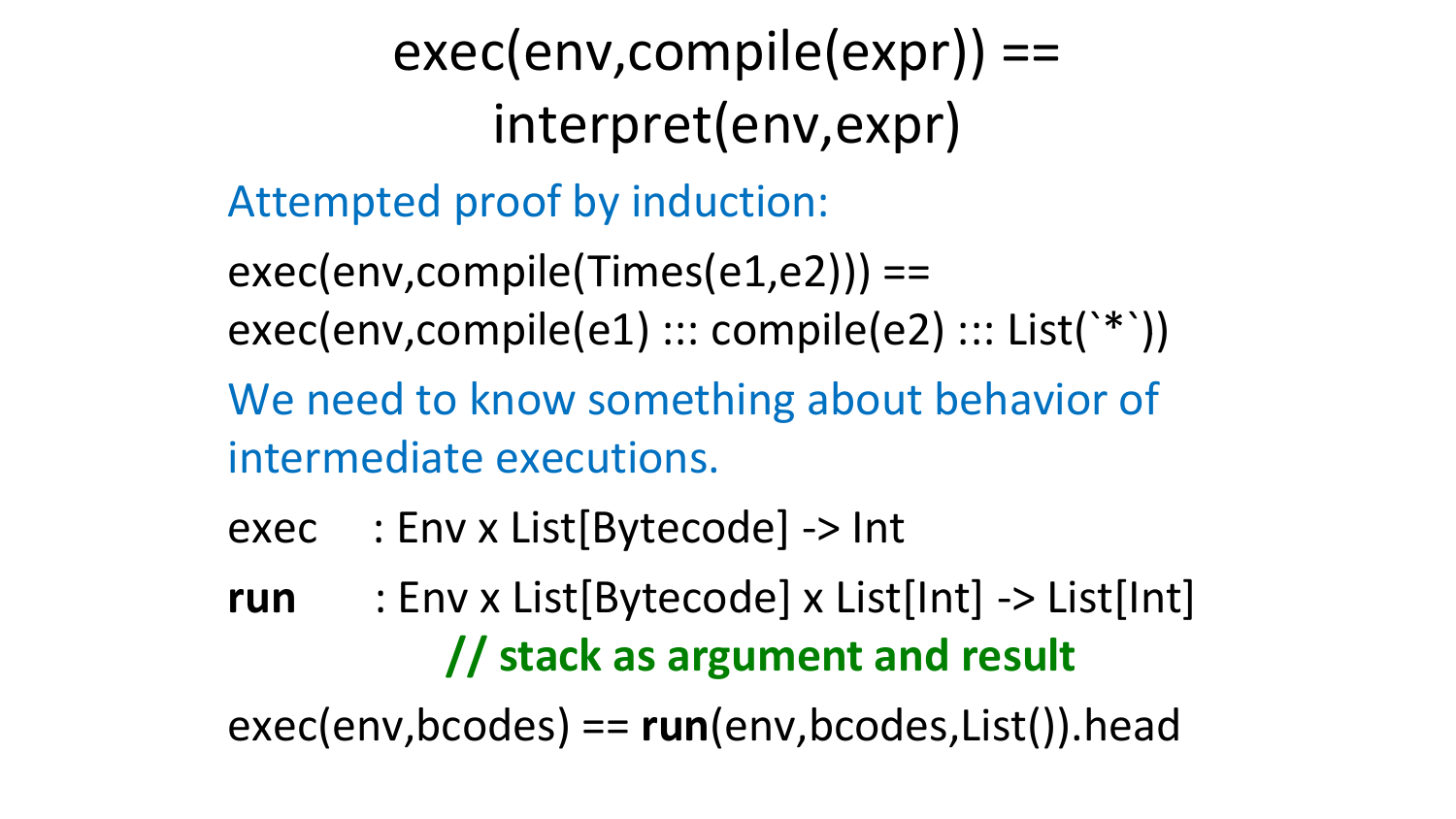# exec(env,compile(expr)) == interpret(env,expr)

Attempted proof by induction:

exec(env,compile(Times(e1,e2))) ==
exec(env,compile(e1) ::: compile(e2) ::: List(`*`))

We need to know something about behavior of intermediate executions.

exec : Env x List[Bytecode] -> Int

**run** : Env x List[Bytecode] x List[Int] -> List[Int]
**// stack as argument and result**

exec(env,bcodes) == **run**(env,bcodes,List()).head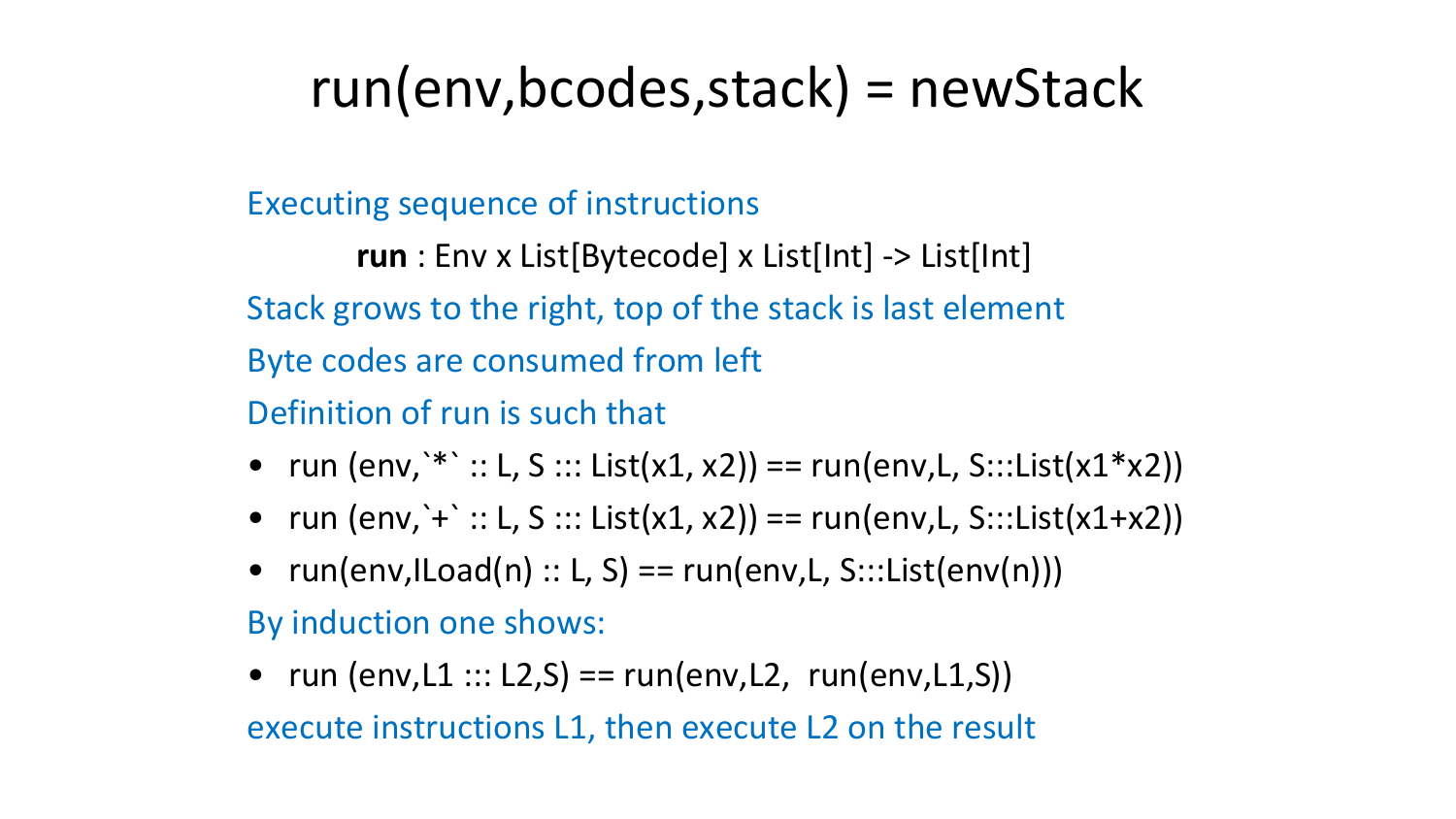# run(env,bcodes,stack) = newStack

Executing sequence of instructions

**run** : Env x List[Bytecode] x List[Int] -> List[Int]

Stack grows to the right, top of the stack is last element

Byte codes are consumed from left

Definition of run is such that

- run (env,`*` :: L, S ::: List(x1, x2)) == run(env,L, S:::List(x1*x2))
- run (env,`+` :: L, S ::: List(x1, x2)) == run(env,L, S:::List(x1+x2))
- run(env,ILoad(n) :: L, S) == run(env,L, S:::List(env(n)))

By induction one shows:

- run (env,L1 ::: L2,S) == run(env,L2, run(env,L1,S))

execute instructions L1, then execute L2 on the result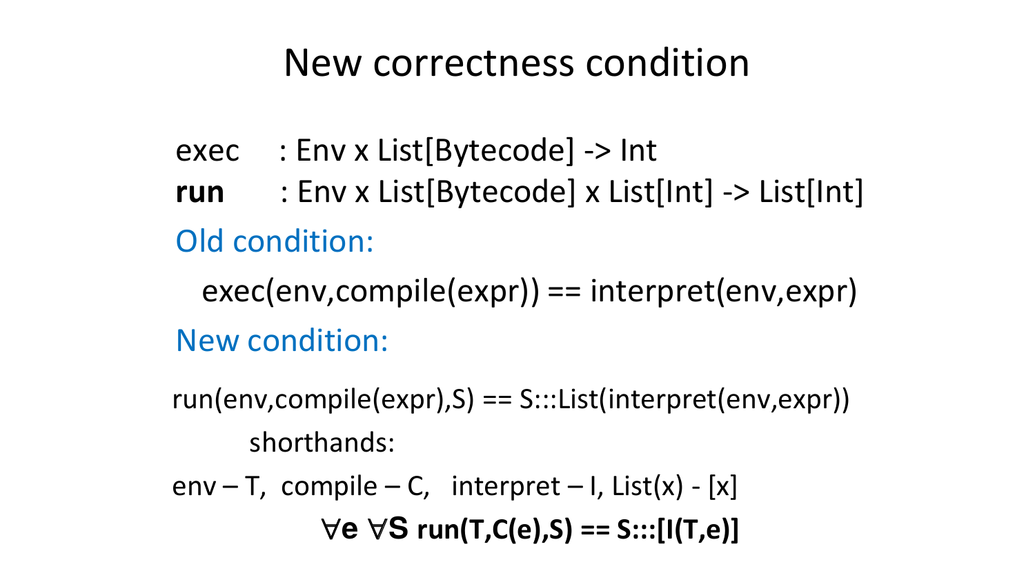# New correctness condition

exec : Env x List[Bytecode] -> Int

**run** : Env x List[Bytecode] x List[Int] -> List[Int]

Old condition:

exec(env,compile(expr)) == interpret(env,expr)

New condition:

run(env,compile(expr),S) == S:::List(interpret(env,expr))

shorthands:

env – T, compile – C, interpret – I, List(x) - [x]

**∀e ∀S run(T,C(e),S) == S:::[I(T,e)]**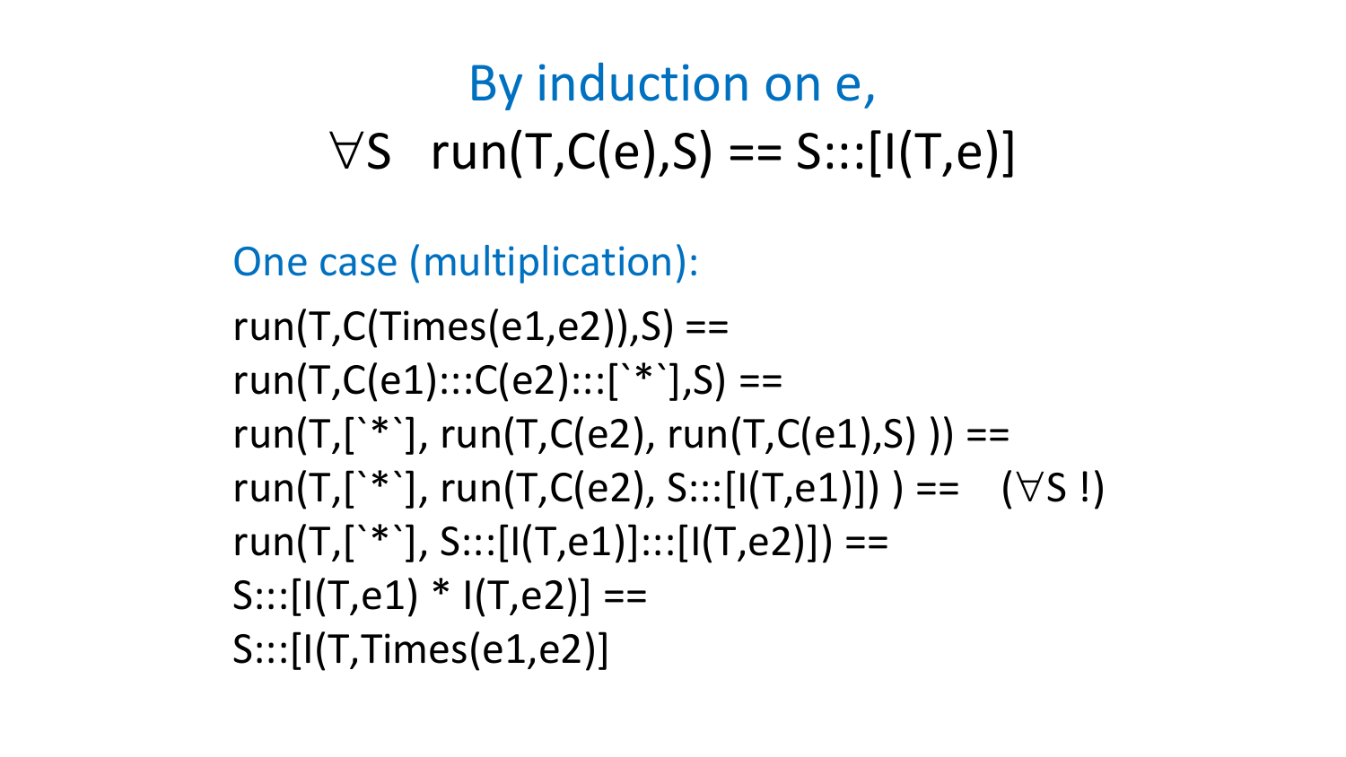## By induction on e,

$\forall$S run(T,C(e),S) == S:::[I(T,e)]

One case (multiplication):

```
run(T,C(Times(e1,e2)),S) ==
run(T,C(e1):::C(e2):::[`*`],S) ==
run(T,[`*`], run(T,C(e2), run(T,C(e1),S) )) ==
run(T,[`*`], run(T,C(e2), S:::[I(T,e1)]) ) ==    (∀S !)
run(T,[`*`], S:::[I(T,e1)]:::[I(T,e2)]) ==
S:::[I(T,e1) * I(T,e2)] ==
S:::[I(T,Times(e1,e2)]
```